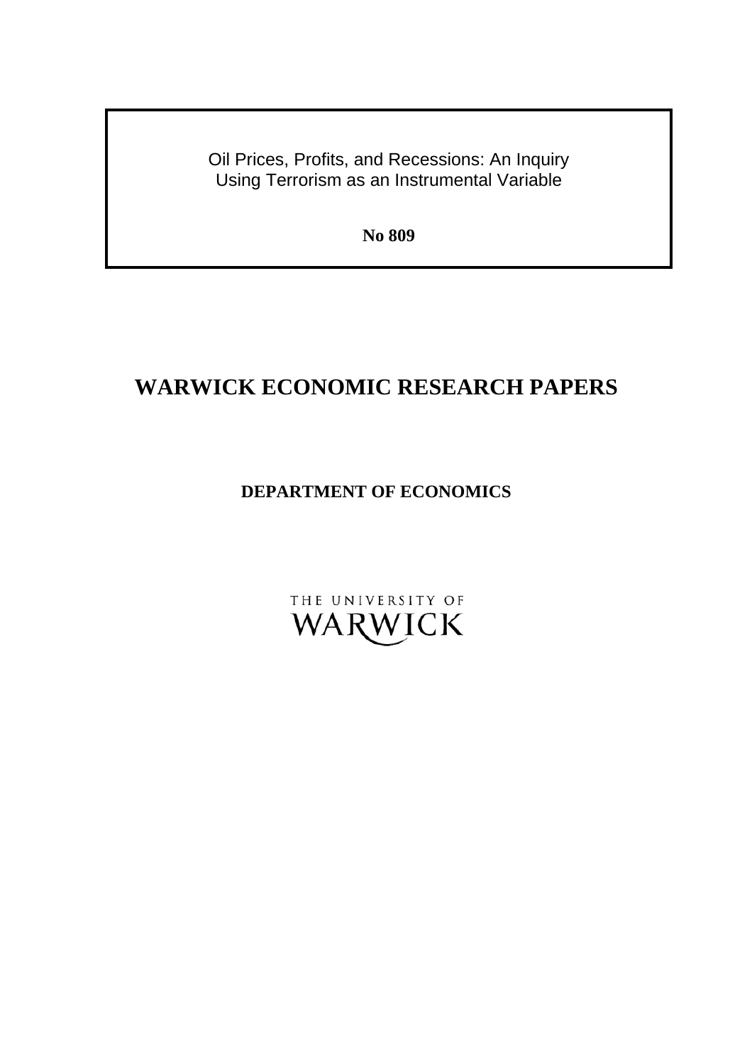Oil Prices, Profits, and Recessions: An Inquiry Using Terrorism as an Instrumental Variable

**No 809**

# WARWICK ECONOMIC RESEARCH PAPERS

**DEPARTMENT OF ECONOMICS**

THE UNIVERSITY OF WARWICK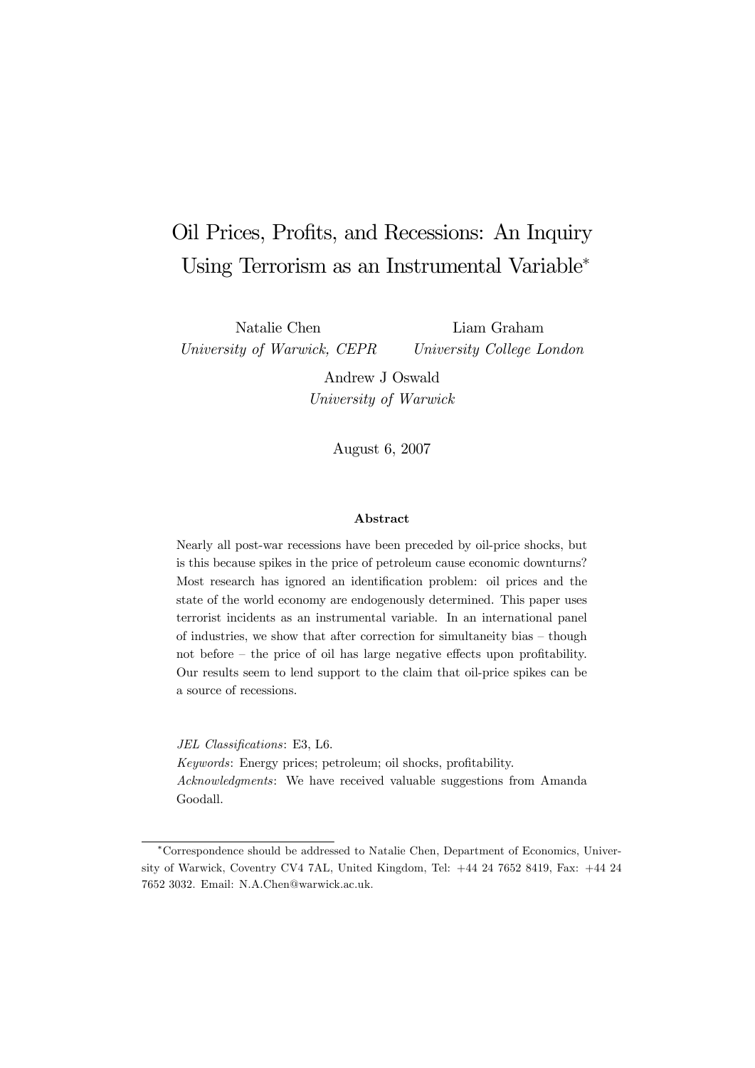# Oil Prices, Profits, and Recessions: An Inquiry Using Terrorism as an Instrumental Variable*

Natalie Chen
*University of Warwick, CEPR*

Liam Graham
*University College London*

Andrew J Oswald
*University of Warwick*

August 6, 2007

### Abstract

Nearly all post-war recessions have been preceded by oil-price shocks, but is this because spikes in the price of petroleum cause economic downturns? Most research has ignored an identification problem: oil prices and the state of the world economy are endogenously determined. This paper uses terrorist incidents as an instrumental variable. In an international panel of industries, we show that after correction for simultaneity bias – though not before – the price of oil has large negative effects upon profitability. Our results seem to lend support to the claim that oil-price spikes can be a source of recessions.

*JEL Classifications*: E3, L6.

*Keywords*: Energy prices; petroleum; oil shocks, profitability.

*Acknowledgments*: We have received valuable suggestions from Amanda Goodall.

*Correspondence should be addressed to Natalie Chen, Department of Economics, University of Warwick, Coventry CV4 7AL, United Kingdom, Tel: +44 24 7652 8419, Fax: +44 24 7652 3032. Email: N.A.Chen@warwick.ac.uk.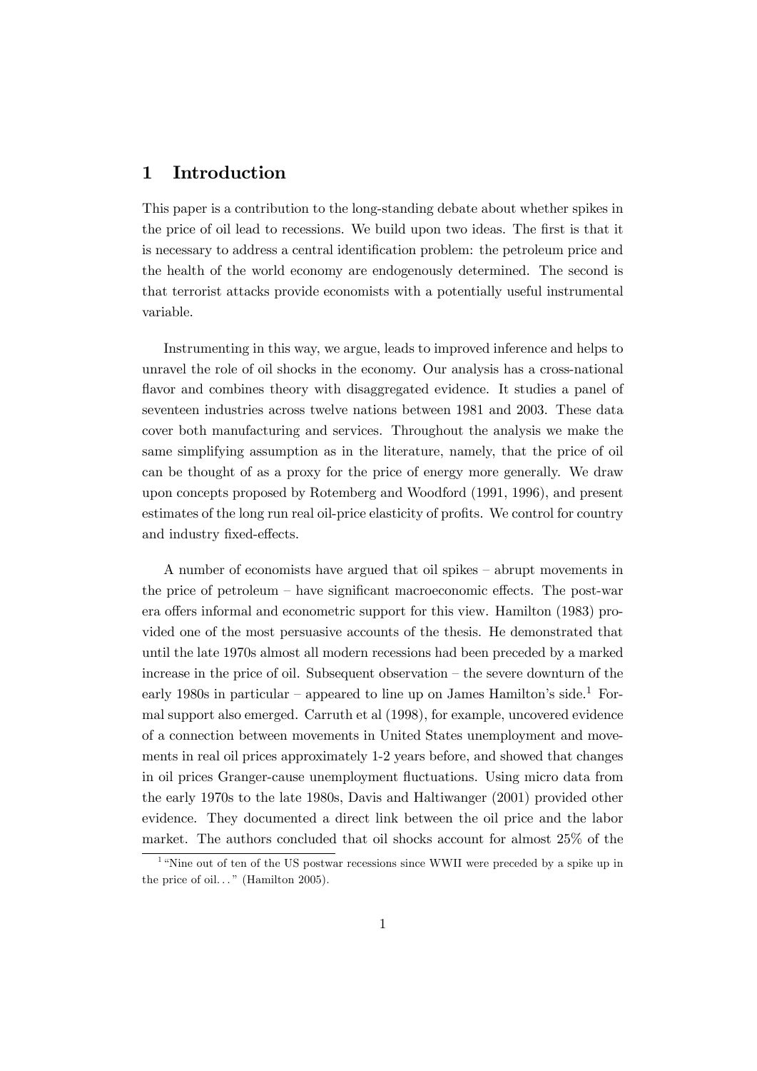## 1 Introduction

This paper is a contribution to the long-standing debate about whether spikes in the price of oil lead to recessions. We build upon two ideas. The first is that it is necessary to address a central identification problem: the petroleum price and the health of the world economy are endogenously determined. The second is that terrorist attacks provide economists with a potentially useful instrumental variable.

Instrumenting in this way, we argue, leads to improved inference and helps to unravel the role of oil shocks in the economy. Our analysis has a cross-national flavor and combines theory with disaggregated evidence. It studies a panel of seventeen industries across twelve nations between 1981 and 2003. These data cover both manufacturing and services. Throughout the analysis we make the same simplifying assumption as in the literature, namely, that the price of oil can be thought of as a proxy for the price of energy more generally. We draw upon concepts proposed by Rotemberg and Woodford (1991, 1996), and present estimates of the long run real oil-price elasticity of profits. We control for country and industry fixed-effects.

A number of economists have argued that oil spikes – abrupt movements in the price of petroleum – have significant macroeconomic effects. The post-war era offers informal and econometric support for this view. Hamilton (1983) provided one of the most persuasive accounts of the thesis. He demonstrated that until the late 1970s almost all modern recessions had been preceded by a marked increase in the price of oil. Subsequent observation – the severe downturn of the early 1980s in particular – appeared to line up on James Hamilton's side.[1] Formal support also emerged. Carruth et al (1998), for example, uncovered evidence of a connection between movements in United States unemployment and movements in real oil prices approximately 1-2 years before, and showed that changes in oil prices Granger-cause unemployment fluctuations. Using micro data from the early 1970s to the late 1980s, Davis and Haltiwanger (2001) provided other evidence. They documented a direct link between the oil price and the labor market. The authors concluded that oil shocks account for almost 25% of the

[1] "Nine out of ten of the US postwar recessions since WWII were preceded by a spike up in the price of oil..." (Hamilton 2005).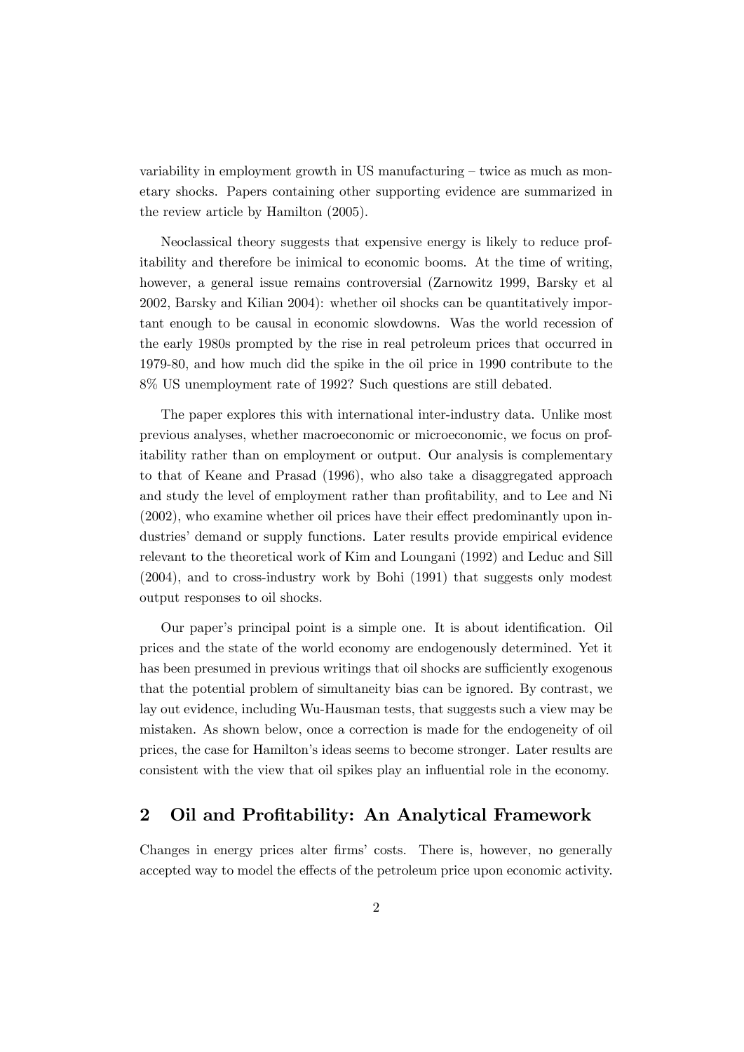variability in employment growth in US manufacturing – twice as much as monetary shocks. Papers containing other supporting evidence are summarized in the review article by Hamilton (2005).

Neoclassical theory suggests that expensive energy is likely to reduce profitability and therefore be inimical to economic booms. At the time of writing, however, a general issue remains controversial (Zarnowitz 1999, Barsky et al 2002, Barsky and Kilian 2004): whether oil shocks can be quantitatively important enough to be causal in economic slowdowns. Was the world recession of the early 1980s prompted by the rise in real petroleum prices that occurred in 1979-80, and how much did the spike in the oil price in 1990 contribute to the 8% US unemployment rate of 1992? Such questions are still debated.

The paper explores this with international inter-industry data. Unlike most previous analyses, whether macroeconomic or microeconomic, we focus on profitability rather than on employment or output. Our analysis is complementary to that of Keane and Prasad (1996), who also take a disaggregated approach and study the level of employment rather than profitability, and to Lee and Ni (2002), who examine whether oil prices have their effect predominantly upon industries' demand or supply functions. Later results provide empirical evidence relevant to the theoretical work of Kim and Loungani (1992) and Leduc and Sill (2004), and to cross-industry work by Bohi (1991) that suggests only modest output responses to oil shocks.

Our paper's principal point is a simple one. It is about identification. Oil prices and the state of the world economy are endogenously determined. Yet it has been presumed in previous writings that oil shocks are sufficiently exogenous that the potential problem of simultaneity bias can be ignored. By contrast, we lay out evidence, including Wu-Hausman tests, that suggests such a view may be mistaken. As shown below, once a correction is made for the endogeneity of oil prices, the case for Hamilton's ideas seems to become stronger. Later results are consistent with the view that oil spikes play an influential role in the economy.

## 2 Oil and Profitability: An Analytical Framework

Changes in energy prices alter firms' costs. There is, however, no generally accepted way to model the effects of the petroleum price upon economic activity.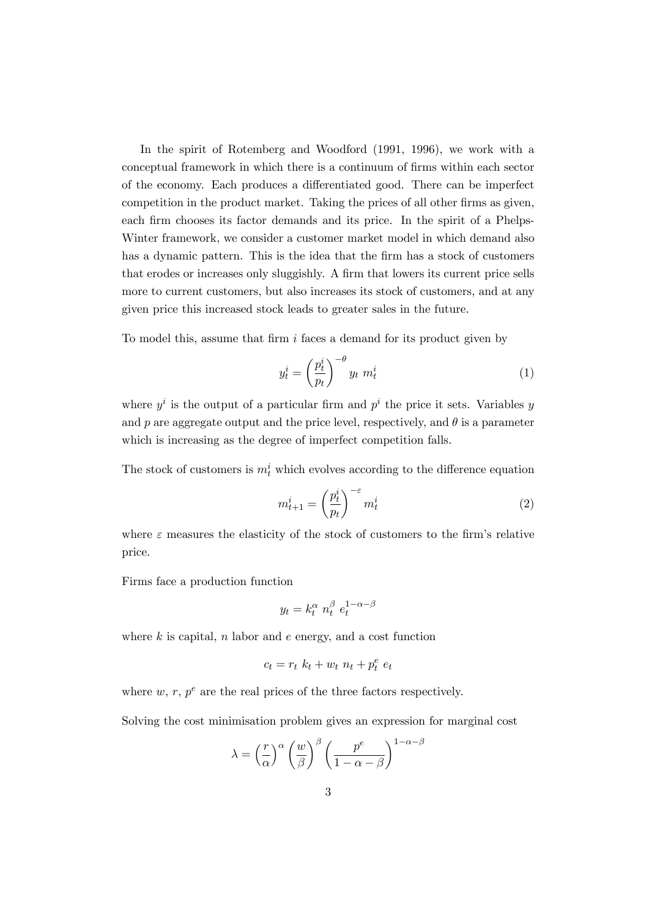In the spirit of Rotemberg and Woodford (1991, 1996), we work with a conceptual framework in which there is a continuum of firms within each sector of the economy. Each produces a differentiated good. There can be imperfect competition in the product market. Taking the prices of all other firms as given, each firm chooses its factor demands and its price. In the spirit of a Phelps-Winter framework, we consider a customer market model in which demand also has a dynamic pattern. This is the idea that the firm has a stock of customers that erodes or increases only sluggishly. A firm that lowers its current price sells more to current customers, but also increases its stock of customers, and at any given price this increased stock leads to greater sales in the future.

To model this, assume that firm $i$ faces a demand for its product given by

$$y_t^i = \left(\frac{p_t^i}{p_t}\right)^{-\theta} y_t \; m_t^i \tag{1}$$

where $y^i$ is the output of a particular firm and $p^i$ the price it sets. Variables $y$ and $p$ are aggregate output and the price level, respectively, and $\theta$ is a parameter which is increasing as the degree of imperfect competition falls.

The stock of customers is $m_t^i$ which evolves according to the difference equation

$$m_{t+1}^i = \left(\frac{p_t^i}{p_t}\right)^{-\varepsilon} m_t^i \tag{2}$$

where $\varepsilon$ measures the elasticity of the stock of customers to the firm's relative price.

Firms face a production function

$$y_t = k_t^{\alpha} \; n_t^{\beta} \; e_t^{1-\alpha-\beta}$$

where $k$ is capital, $n$ labor and $e$ energy, and a cost function

$$c_t = r_t \; k_t + w_t \; n_t + p_t^e \; e_t$$

where $w$, $r$, $p^e$ are the real prices of the three factors respectively.

Solving the cost minimisation problem gives an expression for marginal cost

$$\lambda = \left(\frac{r}{\alpha}\right)^{\alpha} \left(\frac{w}{\beta}\right)^{\beta} \left(\frac{p^e}{1-\alpha-\beta}\right)^{1-\alpha-\beta}$$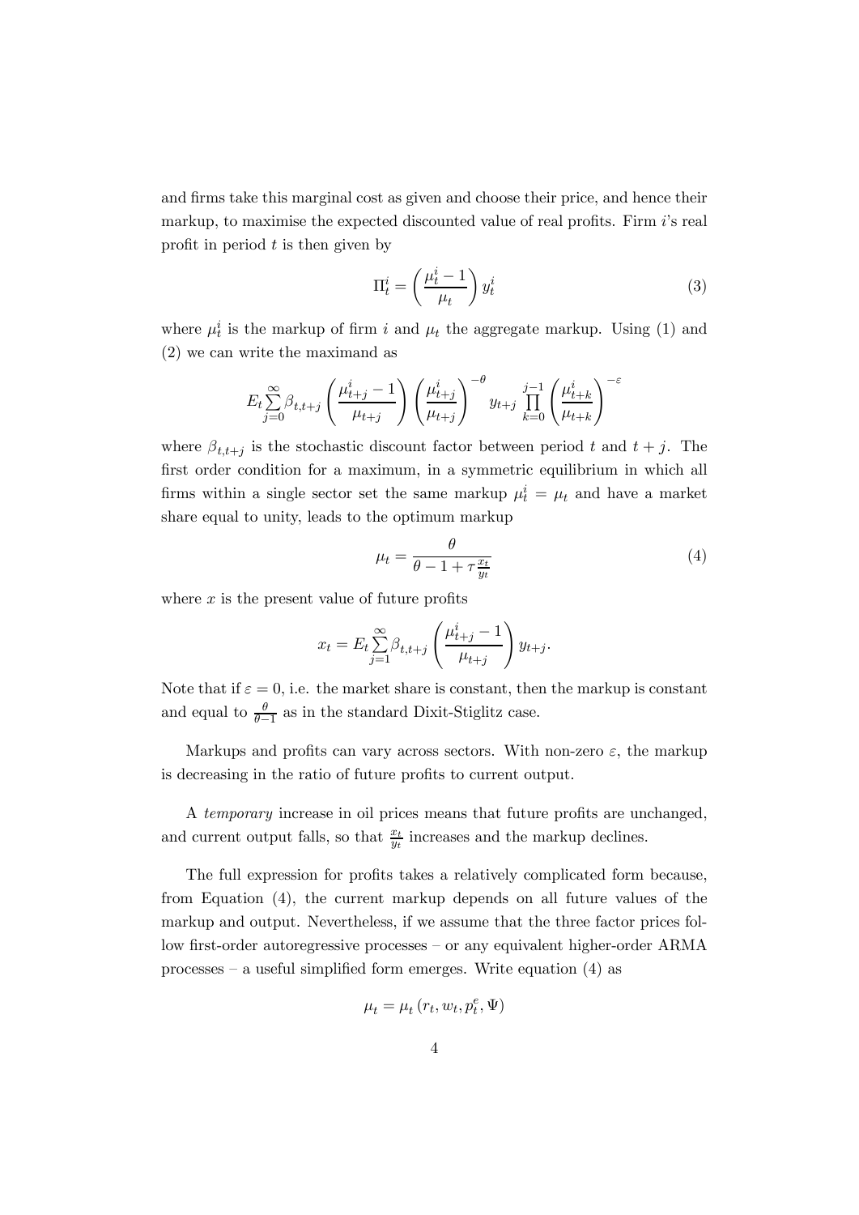and firms take this marginal cost as given and choose their price, and hence their markup, to maximise the expected discounted value of real profits. Firm $i$'s real profit in period $t$ is then given by

$$\Pi_t^i = \left(\frac{\mu_t^i - 1}{\mu_t}\right) y_t^i \tag{3}$$

where $\mu_t^i$ is the markup of firm $i$ and $\mu_t$ the aggregate markup. Using (1) and (2) we can write the maximand as

$$E_t \sum_{j=0}^{\infty} \beta_{t,t+j} \left(\frac{\mu_{t+j}^i - 1}{\mu_{t+j}}\right) \left(\frac{\mu_{t+j}^i}{\mu_{t+j}}\right)^{-\theta} y_{t+j} \prod_{k=0}^{j-1} \left(\frac{\mu_{t+k}^i}{\mu_{t+k}}\right)^{-\varepsilon}$$

where $\beta_{t,t+j}$ is the stochastic discount factor between period $t$ and $t+j$. The first order condition for a maximum, in a symmetric equilibrium in which all firms within a single sector set the same markup $\mu_t^i = \mu_t$ and have a market share equal to unity, leads to the optimum markup

$$\mu_t = \frac{\theta}{\theta - 1 + \tau \frac{x_t}{y_t}} \tag{4}$$

where $x$ is the present value of future profits

$$x_t = E_t \sum_{j=1}^{\infty} \beta_{t,t+j} \left(\frac{\mu_{t+j}^i - 1}{\mu_{t+j}}\right) y_{t+j}.$$

Note that if $\varepsilon = 0$, i.e. the market share is constant, then the markup is constant and equal to $\frac{\theta}{\theta - 1}$ as in the standard Dixit-Stiglitz case.

Markups and profits can vary across sectors. With non-zero $\varepsilon$, the markup is decreasing in the ratio of future profits to current output.

A *temporary* increase in oil prices means that future profits are unchanged, and current output falls, so that $\frac{x_t}{y_t}$ increases and the markup declines.

The full expression for profits takes a relatively complicated form because, from Equation (4), the current markup depends on all future values of the markup and output. Nevertheless, if we assume that the three factor prices follow first-order autoregressive processes – or any equivalent higher-order ARMA processes – a useful simplified form emerges. Write equation (4) as

$$\mu_t = \mu_t \left(r_t, w_t, p_t^e, \Psi\right)$$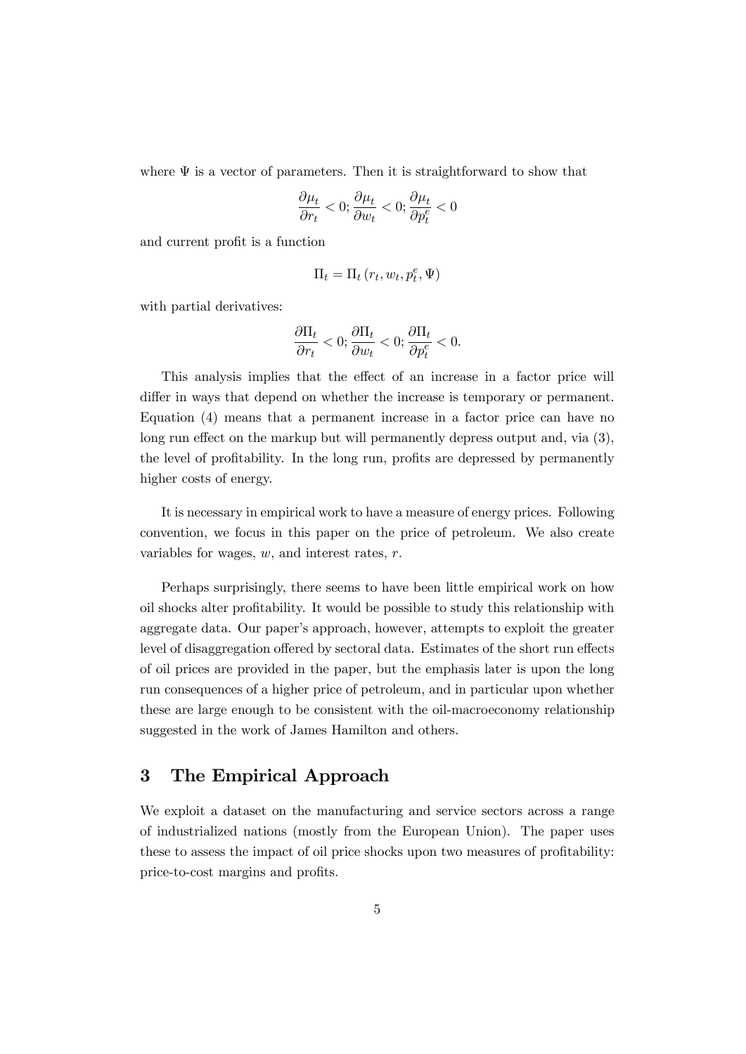where $\Psi$ is a vector of parameters. Then it is straightforward to show that

$$\frac{\partial \mu_t}{\partial r_t} < 0; \frac{\partial \mu_t}{\partial w_t} < 0; \frac{\partial \mu_t}{\partial p_t^e} < 0$$

and current profit is a function

$$\Pi_t = \Pi_t \left( r_t, w_t, p_t^e, \Psi \right)$$

with partial derivatives:

$$\frac{\partial \Pi_t}{\partial r_t} < 0; \frac{\partial \Pi_t}{\partial w_t} < 0; \frac{\partial \Pi_t}{\partial p_t^e} < 0.$$

This analysis implies that the effect of an increase in a factor price will differ in ways that depend on whether the increase is temporary or permanent. Equation (4) means that a permanent increase in a factor price can have no long run effect on the markup but will permanently depress output and, via (3), the level of profitability. In the long run, profits are depressed by permanently higher costs of energy.

It is necessary in empirical work to have a measure of energy prices. Following convention, we focus in this paper on the price of petroleum. We also create variables for wages, $w$, and interest rates, $r$.

Perhaps surprisingly, there seems to have been little empirical work on how oil shocks alter profitability. It would be possible to study this relationship with aggregate data. Our paper's approach, however, attempts to exploit the greater level of disaggregation offered by sectoral data. Estimates of the short run effects of oil prices are provided in the paper, but the emphasis later is upon the long run consequences of a higher price of petroleum, and in particular upon whether these are large enough to be consistent with the oil-macroeconomy relationship suggested in the work of James Hamilton and others.

## 3 The Empirical Approach

We exploit a dataset on the manufacturing and service sectors across a range of industrialized nations (mostly from the European Union). The paper uses these to assess the impact of oil price shocks upon two measures of profitability: price-to-cost margins and profits.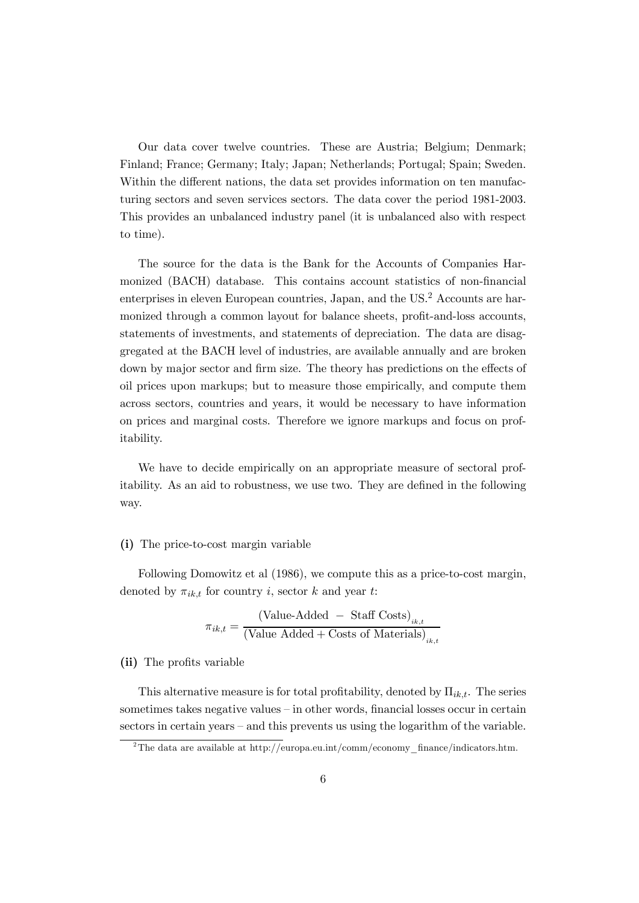Our data cover twelve countries. These are Austria; Belgium; Denmark; Finland; France; Germany; Italy; Japan; Netherlands; Portugal; Spain; Sweden. Within the different nations, the data set provides information on ten manufacturing sectors and seven services sectors. The data cover the period 1981-2003. This provides an unbalanced industry panel (it is unbalanced also with respect to time).

The source for the data is the Bank for the Accounts of Companies Harmonized (BACH) database. This contains account statistics of non-financial enterprises in eleven European countries, Japan, and the US.[2] Accounts are harmonized through a common layout for balance sheets, profit-and-loss accounts, statements of investments, and statements of depreciation. The data are disaggregated at the BACH level of industries, are available annually and are broken down by major sector and firm size. The theory has predictions on the effects of oil prices upon markups; but to measure those empirically, and compute them across sectors, countries and years, it would be necessary to have information on prices and marginal costs. Therefore we ignore markups and focus on profitability.

We have to decide empirically on an appropriate measure of sectoral profitability. As an aid to robustness, we use two. They are defined in the following way.

**(i)** The price-to-cost margin variable

Following Domowitz et al (1986), we compute this as a price-to-cost margin, denoted by $\pi_{ik,t}$ for country $i$, sector $k$ and year $t$:

$$\pi_{ik,t} = \frac{(\text{Value-Added} \; - \; \text{Staff Costs})_{ik,t}}{(\text{Value Added} + \text{Costs of Materials})_{ik,t}}$$

**(ii)** The profits variable

This alternative measure is for total profitability, denoted by $\Pi_{ik,t}$. The series sometimes takes negative values – in other words, financial losses occur in certain sectors in certain years – and this prevents us using the logarithm of the variable.

[2] The data are available at http://europa.eu.int/comm/economy_finance/indicators.htm.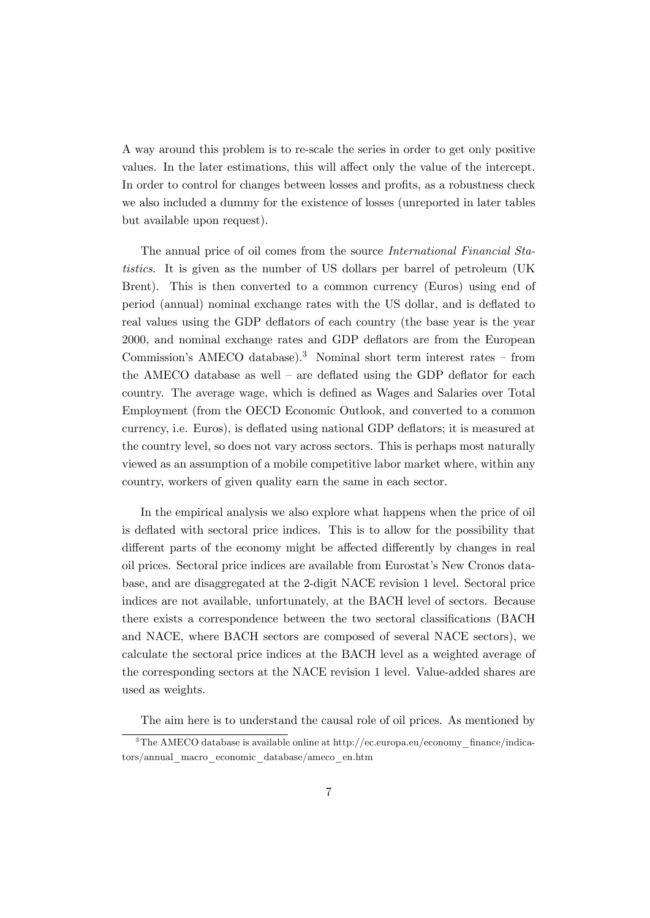A way around this problem is to re-scale the series in order to get only positive values. In the later estimations, this will affect only the value of the intercept. In order to control for changes between losses and profits, as a robustness check we also included a dummy for the existence of losses (unreported in later tables but available upon request).

The annual price of oil comes from the source *International Financial Statistics*. It is given as the number of US dollars per barrel of petroleum (UK Brent). This is then converted to a common currency (Euros) using end of period (annual) nominal exchange rates with the US dollar, and is deflated to real values using the GDP deflators of each country (the base year is the year 2000, and nominal exchange rates and GDP deflators are from the European Commission's AMECO database).[3] Nominal short term interest rates – from the AMECO database as well – are deflated using the GDP deflator for each country. The average wage, which is defined as Wages and Salaries over Total Employment (from the OECD Economic Outlook, and converted to a common currency, i.e. Euros), is deflated using national GDP deflators; it is measured at the country level, so does not vary across sectors. This is perhaps most naturally viewed as an assumption of a mobile competitive labor market where, within any country, workers of given quality earn the same in each sector.

In the empirical analysis we also explore what happens when the price of oil is deflated with sectoral price indices. This is to allow for the possibility that different parts of the economy might be affected differently by changes in real oil prices. Sectoral price indices are available from Eurostat's New Cronos database, and are disaggregated at the 2-digit NACE revision 1 level. Sectoral price indices are not available, unfortunately, at the BACH level of sectors. Because there exists a correspondence between the two sectoral classifications (BACH and NACE, where BACH sectors are composed of several NACE sectors), we calculate the sectoral price indices at the BACH level as a weighted average of the corresponding sectors at the NACE revision 1 level. Value-added shares are used as weights.

The aim here is to understand the causal role of oil prices. As mentioned by

[3] The AMECO database is available online at http://ec.europa.eu/economy_finance/indicators/annual_macro_economic_database/ameco_en.htm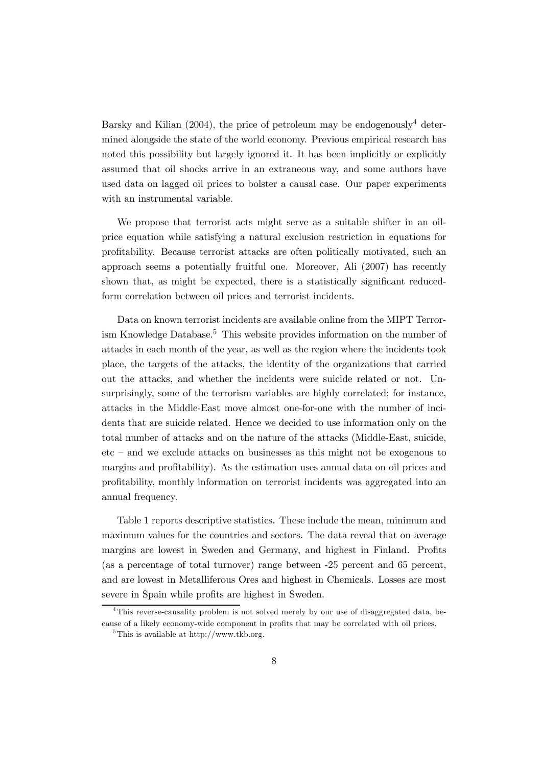Barsky and Kilian (2004), the price of petroleum may be endogenously[4] determined alongside the state of the world economy. Previous empirical research has noted this possibility but largely ignored it. It has been implicitly or explicitly assumed that oil shocks arrive in an extraneous way, and some authors have used data on lagged oil prices to bolster a causal case. Our paper experiments with an instrumental variable.

We propose that terrorist acts might serve as a suitable shifter in an oil-price equation while satisfying a natural exclusion restriction in equations for profitability. Because terrorist attacks are often politically motivated, such an approach seems a potentially fruitful one. Moreover, Ali (2007) has recently shown that, as might be expected, there is a statistically significant reduced-form correlation between oil prices and terrorist incidents.

Data on known terrorist incidents are available online from the MIPT Terrorism Knowledge Database.[5] This website provides information on the number of attacks in each month of the year, as well as the region where the incidents took place, the targets of the attacks, the identity of the organizations that carried out the attacks, and whether the incidents were suicide related or not. Unsurprisingly, some of the terrorism variables are highly correlated; for instance, attacks in the Middle-East move almost one-for-one with the number of incidents that are suicide related. Hence we decided to use information only on the total number of attacks and on the nature of the attacks (Middle-East, suicide, etc – and we exclude attacks on businesses as this might not be exogenous to margins and profitability). As the estimation uses annual data on oil prices and profitability, monthly information on terrorist incidents was aggregated into an annual frequency.

Table 1 reports descriptive statistics. These include the mean, minimum and maximum values for the countries and sectors. The data reveal that on average margins are lowest in Sweden and Germany, and highest in Finland. Profits (as a percentage of total turnover) range between -25 percent and 65 percent, and are lowest in Metalliferous Ores and highest in Chemicals. Losses are most severe in Spain while profits are highest in Sweden.

---

[4] This reverse-causality problem is not solved merely by our use of disaggregated data, because of a likely economy-wide component in profits that may be correlated with oil prices.

[5] This is available at http://www.tkb.org.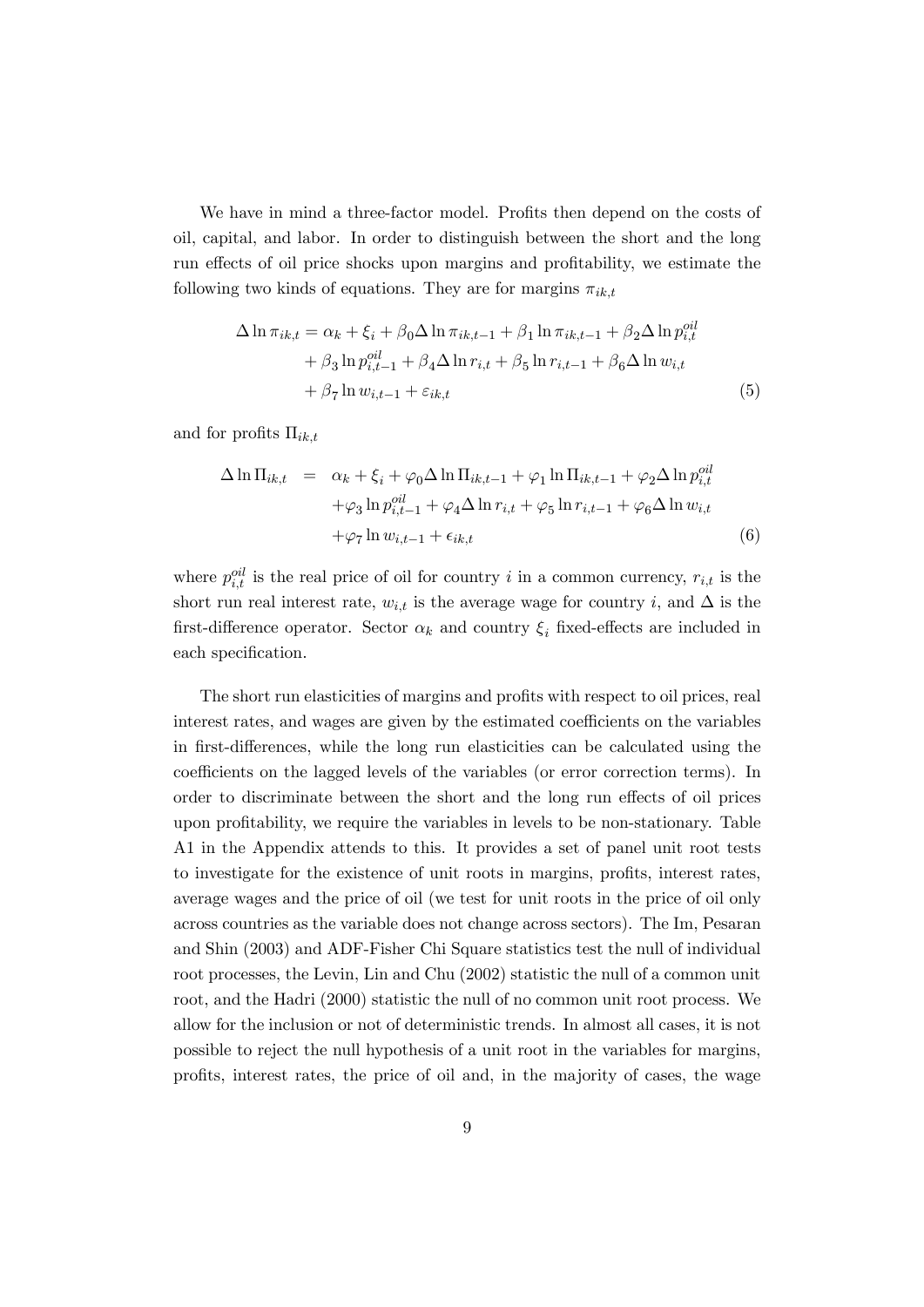We have in mind a three-factor model. Profits then depend on the costs of oil, capital, and labor. In order to distinguish between the short and the long run effects of oil price shocks upon margins and profitability, we estimate the following two kinds of equations. They are for margins $\pi_{ik,t}$

$$
\begin{aligned}
\Delta \ln \pi_{ik,t} = {} & \alpha_k + \xi_i + \beta_0 \Delta \ln \pi_{ik,t-1} + \beta_1 \ln \pi_{ik,t-1} + \beta_2 \Delta \ln p_{i,t}^{oil} \\
& + \beta_3 \ln p_{i,t-1}^{oil} + \beta_4 \Delta \ln r_{i,t} + \beta_5 \ln r_{i,t-1} + \beta_6 \Delta \ln w_{i,t} \\
& + \beta_7 \ln w_{i,t-1} + \varepsilon_{ik,t}
\end{aligned}
\tag{5}
$$

and for profits $\Pi_{ik,t}$

$$
\begin{aligned}
\Delta \ln \Pi_{ik,t} = {} & \alpha_k + \xi_i + \varphi_0 \Delta \ln \Pi_{ik,t-1} + \varphi_1 \ln \Pi_{ik,t-1} + \varphi_2 \Delta \ln p_{i,t}^{oil} \\
& + \varphi_3 \ln p_{i,t-1}^{oil} + \varphi_4 \Delta \ln r_{i,t} + \varphi_5 \ln r_{i,t-1} + \varphi_6 \Delta \ln w_{i,t} \\
& + \varphi_7 \ln w_{i,t-1} + \epsilon_{ik,t}
\end{aligned}
\tag{6}
$$

where $p_{i,t}^{oil}$ is the real price of oil for country $i$ in a common currency, $r_{i,t}$ is the short run real interest rate, $w_{i,t}$ is the average wage for country $i$, and $\Delta$ is the first-difference operator. Sector $\alpha_k$ and country $\xi_i$ fixed-effects are included in each specification.

The short run elasticities of margins and profits with respect to oil prices, real interest rates, and wages are given by the estimated coefficients on the variables in first-differences, while the long run elasticities can be calculated using the coefficients on the lagged levels of the variables (or error correction terms). In order to discriminate between the short and the long run effects of oil prices upon profitability, we require the variables in levels to be non-stationary. Table A1 in the Appendix attends to this. It provides a set of panel unit root tests to investigate for the existence of unit roots in margins, profits, interest rates, average wages and the price of oil (we test for unit roots in the price of oil only across countries as the variable does not change across sectors). The Im, Pesaran and Shin (2003) and ADF-Fisher Chi Square statistics test the null of individual root processes, the Levin, Lin and Chu (2002) statistic the null of a common unit root, and the Hadri (2000) statistic the null of no common unit root process. We allow for the inclusion or not of deterministic trends. In almost all cases, it is not possible to reject the null hypothesis of a unit root in the variables for margins, profits, interest rates, the price of oil and, in the majority of cases, the wage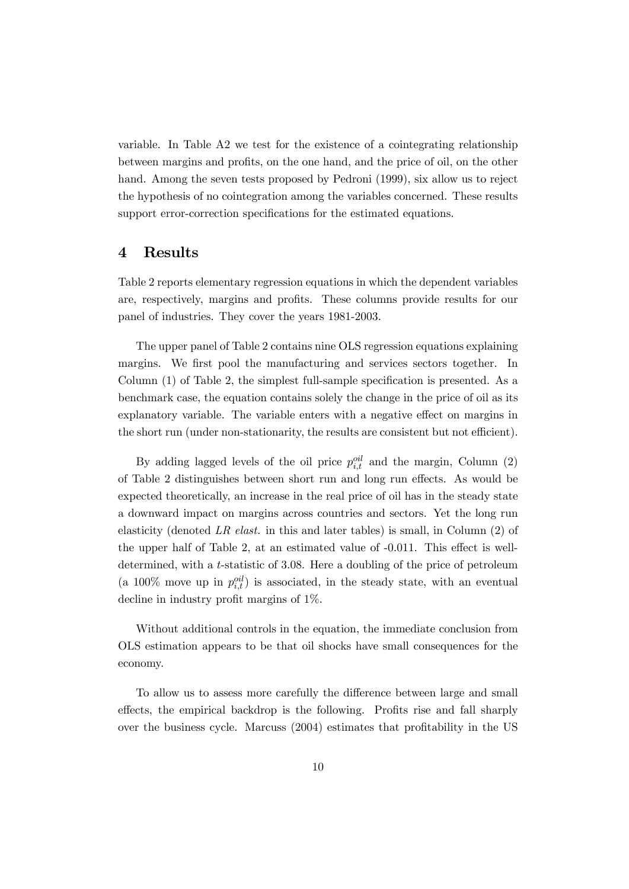variable. In Table A2 we test for the existence of a cointegrating relationship between margins and profits, on the one hand, and the price of oil, on the other hand. Among the seven tests proposed by Pedroni (1999), six allow us to reject the hypothesis of no cointegration among the variables concerned. These results support error-correction specifications for the estimated equations.

## 4 Results

Table 2 reports elementary regression equations in which the dependent variables are, respectively, margins and profits. These columns provide results for our panel of industries. They cover the years 1981-2003.

The upper panel of Table 2 contains nine OLS regression equations explaining margins. We first pool the manufacturing and services sectors together. In Column (1) of Table 2, the simplest full-sample specification is presented. As a benchmark case, the equation contains solely the change in the price of oil as its explanatory variable. The variable enters with a negative effect on margins in the short run (under non-stationarity, the results are consistent but not efficient).

By adding lagged levels of the oil price $p_{i,t}^{oil}$ and the margin, Column (2) of Table 2 distinguishes between short run and long run effects. As would be expected theoretically, an increase in the real price of oil has in the steady state a downward impact on margins across countries and sectors. Yet the long run elasticity (denoted *LR elast.* in this and later tables) is small, in Column (2) of the upper half of Table 2, at an estimated value of -0.011. This effect is well-determined, with a $t$-statistic of 3.08. Here a doubling of the price of petroleum (a 100% move up in $p_{i,t}^{oil}$) is associated, in the steady state, with an eventual decline in industry profit margins of 1%.

Without additional controls in the equation, the immediate conclusion from OLS estimation appears to be that oil shocks have small consequences for the economy.

To allow us to assess more carefully the difference between large and small effects, the empirical backdrop is the following. Profits rise and fall sharply over the business cycle. Marcuss (2004) estimates that profitability in the US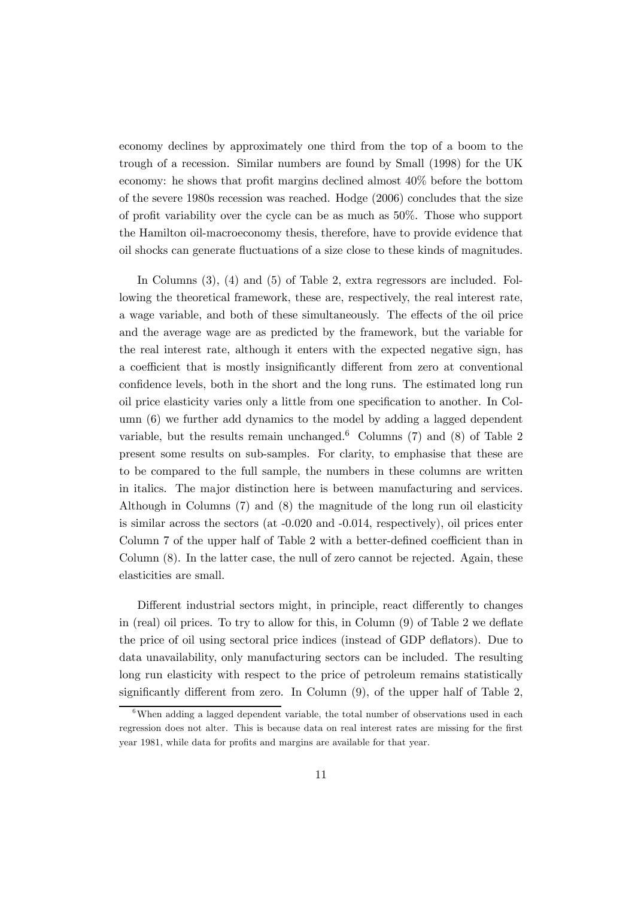economy declines by approximately one third from the top of a boom to the trough of a recession. Similar numbers are found by Small (1998) for the UK economy: he shows that profit margins declined almost 40% before the bottom of the severe 1980s recession was reached. Hodge (2006) concludes that the size of profit variability over the cycle can be as much as 50%. Those who support the Hamilton oil-macroeconomy thesis, therefore, have to provide evidence that oil shocks can generate fluctuations of a size close to these kinds of magnitudes.

In Columns (3), (4) and (5) of Table 2, extra regressors are included. Following the theoretical framework, these are, respectively, the real interest rate, a wage variable, and both of these simultaneously. The effects of the oil price and the average wage are as predicted by the framework, but the variable for the real interest rate, although it enters with the expected negative sign, has a coefficient that is mostly insignificantly different from zero at conventional confidence levels, both in the short and the long runs. The estimated long run oil price elasticity varies only a little from one specification to another. In Column (6) we further add dynamics to the model by adding a lagged dependent variable, but the results remain unchanged.[6] Columns (7) and (8) of Table 2 present some results on sub-samples. For clarity, to emphasise that these are to be compared to the full sample, the numbers in these columns are written in italics. The major distinction here is between manufacturing and services. Although in Columns (7) and (8) the magnitude of the long run oil elasticity is similar across the sectors (at -0.020 and -0.014, respectively), oil prices enter Column 7 of the upper half of Table 2 with a better-defined coefficient than in Column (8). In the latter case, the null of zero cannot be rejected. Again, these elasticities are small.

Different industrial sectors might, in principle, react differently to changes in (real) oil prices. To try to allow for this, in Column (9) of Table 2 we deflate the price of oil using sectoral price indices (instead of GDP deflators). Due to data unavailability, only manufacturing sectors can be included. The resulting long run elasticity with respect to the price of petroleum remains statistically significantly different from zero. In Column (9), of the upper half of Table 2,

[6] When adding a lagged dependent variable, the total number of observations used in each regression does not alter. This is because data on real interest rates are missing for the first year 1981, while data for profits and margins are available for that year.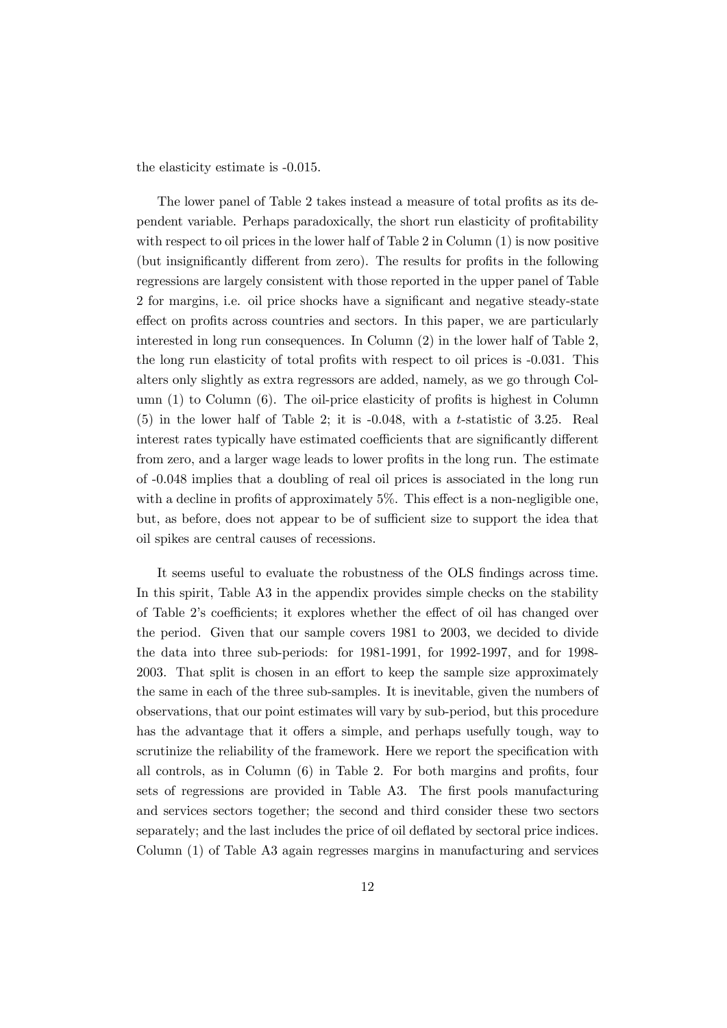the elasticity estimate is -0.015.

The lower panel of Table 2 takes instead a measure of total profits as its dependent variable. Perhaps paradoxically, the short run elasticity of profitability with respect to oil prices in the lower half of Table 2 in Column (1) is now positive (but insignificantly different from zero). The results for profits in the following regressions are largely consistent with those reported in the upper panel of Table 2 for margins, i.e. oil price shocks have a significant and negative steady-state effect on profits across countries and sectors. In this paper, we are particularly interested in long run consequences. In Column (2) in the lower half of Table 2, the long run elasticity of total profits with respect to oil prices is -0.031. This alters only slightly as extra regressors are added, namely, as we go through Column (1) to Column (6). The oil-price elasticity of profits is highest in Column (5) in the lower half of Table 2; it is -0.048, with a $t$-statistic of 3.25. Real interest rates typically have estimated coefficients that are significantly different from zero, and a larger wage leads to lower profits in the long run. The estimate of -0.048 implies that a doubling of real oil prices is associated in the long run with a decline in profits of approximately 5%. This effect is a non-negligible one, but, as before, does not appear to be of sufficient size to support the idea that oil spikes are central causes of recessions.

It seems useful to evaluate the robustness of the OLS findings across time. In this spirit, Table A3 in the appendix provides simple checks on the stability of Table 2's coefficients; it explores whether the effect of oil has changed over the period. Given that our sample covers 1981 to 2003, we decided to divide the data into three sub-periods: for 1981-1991, for 1992-1997, and for 1998-2003. That split is chosen in an effort to keep the sample size approximately the same in each of the three sub-samples. It is inevitable, given the numbers of observations, that our point estimates will vary by sub-period, but this procedure has the advantage that it offers a simple, and perhaps usefully tough, way to scrutinize the reliability of the framework. Here we report the specification with all controls, as in Column (6) in Table 2. For both margins and profits, four sets of regressions are provided in Table A3. The first pools manufacturing and services sectors together; the second and third consider these two sectors separately; and the last includes the price of oil deflated by sectoral price indices. Column (1) of Table A3 again regresses margins in manufacturing and services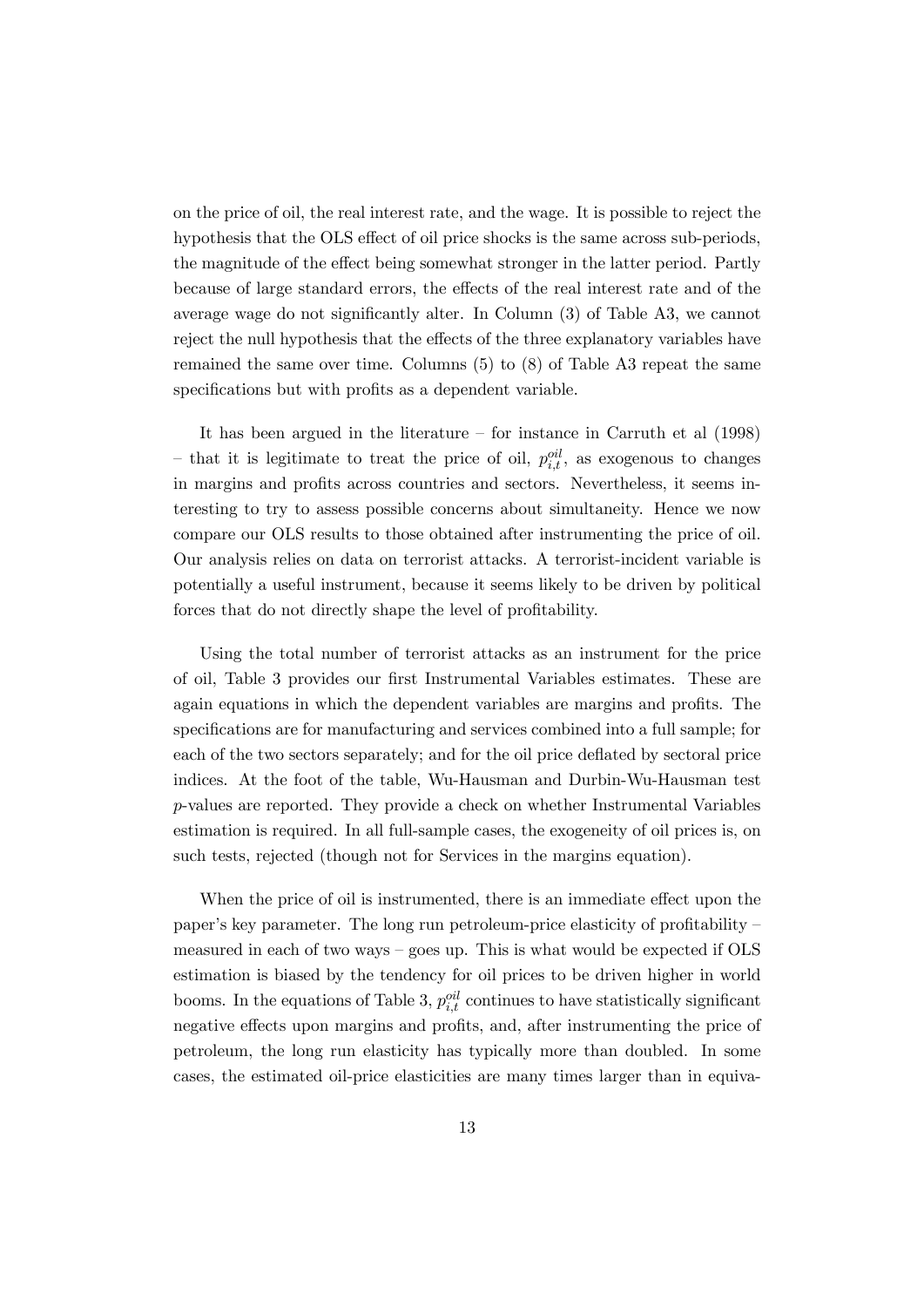on the price of oil, the real interest rate, and the wage. It is possible to reject the hypothesis that the OLS effect of oil price shocks is the same across sub-periods, the magnitude of the effect being somewhat stronger in the latter period. Partly because of large standard errors, the effects of the real interest rate and of the average wage do not significantly alter. In Column (3) of Table A3, we cannot reject the null hypothesis that the effects of the three explanatory variables have remained the same over time. Columns (5) to (8) of Table A3 repeat the same specifications but with profits as a dependent variable.

It has been argued in the literature – for instance in Carruth et al (1998) – that it is legitimate to treat the price of oil, $p_{i,t}^{oil}$, as exogenous to changes in margins and profits across countries and sectors. Nevertheless, it seems interesting to try to assess possible concerns about simultaneity. Hence we now compare our OLS results to those obtained after instrumenting the price of oil. Our analysis relies on data on terrorist attacks. A terrorist-incident variable is potentially a useful instrument, because it seems likely to be driven by political forces that do not directly shape the level of profitability.

Using the total number of terrorist attacks as an instrument for the price of oil, Table 3 provides our first Instrumental Variables estimates. These are again equations in which the dependent variables are margins and profits. The specifications are for manufacturing and services combined into a full sample; for each of the two sectors separately; and for the oil price deflated by sectoral price indices. At the foot of the table, Wu-Hausman and Durbin-Wu-Hausman test $p$-values are reported. They provide a check on whether Instrumental Variables estimation is required. In all full-sample cases, the exogeneity of oil prices is, on such tests, rejected (though not for Services in the margins equation).

When the price of oil is instrumented, there is an immediate effect upon the paper's key parameter. The long run petroleum-price elasticity of profitability – measured in each of two ways – goes up. This is what would be expected if OLS estimation is biased by the tendency for oil prices to be driven higher in world booms. In the equations of Table 3, $p_{i,t}^{oil}$ continues to have statistically significant negative effects upon margins and profits, and, after instrumenting the price of petroleum, the long run elasticity has typically more than doubled. In some cases, the estimated oil-price elasticities are many times larger than in equiva-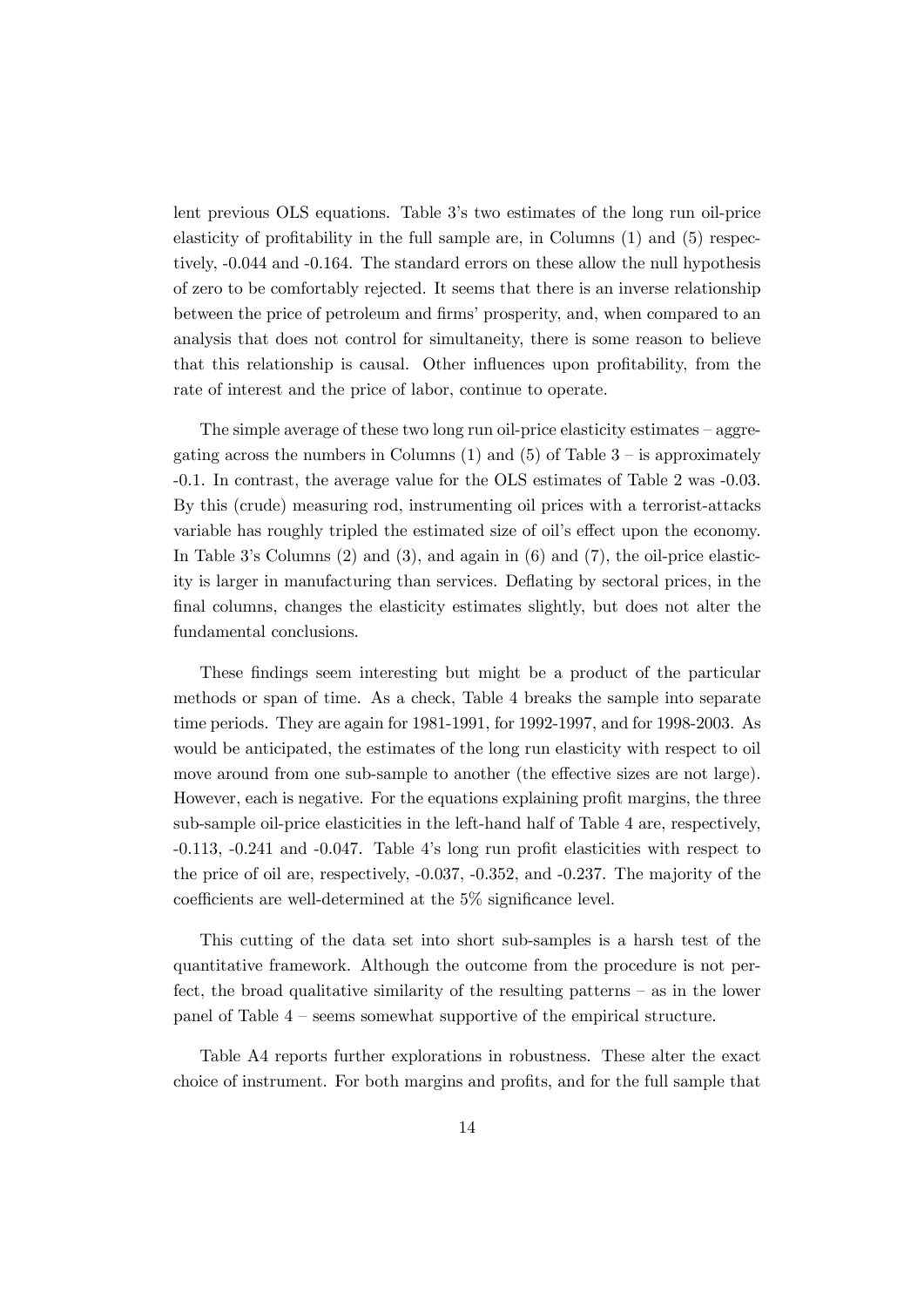lent previous OLS equations. Table 3's two estimates of the long run oil-price elasticity of profitability in the full sample are, in Columns (1) and (5) respectively, -0.044 and -0.164. The standard errors on these allow the null hypothesis of zero to be comfortably rejected. It seems that there is an inverse relationship between the price of petroleum and firms' prosperity, and, when compared to an analysis that does not control for simultaneity, there is some reason to believe that this relationship is causal. Other influences upon profitability, from the rate of interest and the price of labor, continue to operate.

The simple average of these two long run oil-price elasticity estimates – aggregating across the numbers in Columns (1) and (5) of Table 3 – is approximately -0.1. In contrast, the average value for the OLS estimates of Table 2 was -0.03. By this (crude) measuring rod, instrumenting oil prices with a terrorist-attacks variable has roughly tripled the estimated size of oil's effect upon the economy. In Table 3's Columns (2) and (3), and again in (6) and (7), the oil-price elasticity is larger in manufacturing than services. Deflating by sectoral prices, in the final columns, changes the elasticity estimates slightly, but does not alter the fundamental conclusions.

These findings seem interesting but might be a product of the particular methods or span of time. As a check, Table 4 breaks the sample into separate time periods. They are again for 1981-1991, for 1992-1997, and for 1998-2003. As would be anticipated, the estimates of the long run elasticity with respect to oil move around from one sub-sample to another (the effective sizes are not large). However, each is negative. For the equations explaining profit margins, the three sub-sample oil-price elasticities in the left-hand half of Table 4 are, respectively, -0.113, -0.241 and -0.047. Table 4's long run profit elasticities with respect to the price of oil are, respectively, -0.037, -0.352, and -0.237. The majority of the coefficients are well-determined at the 5% significance level.

This cutting of the data set into short sub-samples is a harsh test of the quantitative framework. Although the outcome from the procedure is not perfect, the broad qualitative similarity of the resulting patterns – as in the lower panel of Table 4 – seems somewhat supportive of the empirical structure.

Table A4 reports further explorations in robustness. These alter the exact choice of instrument. For both margins and profits, and for the full sample that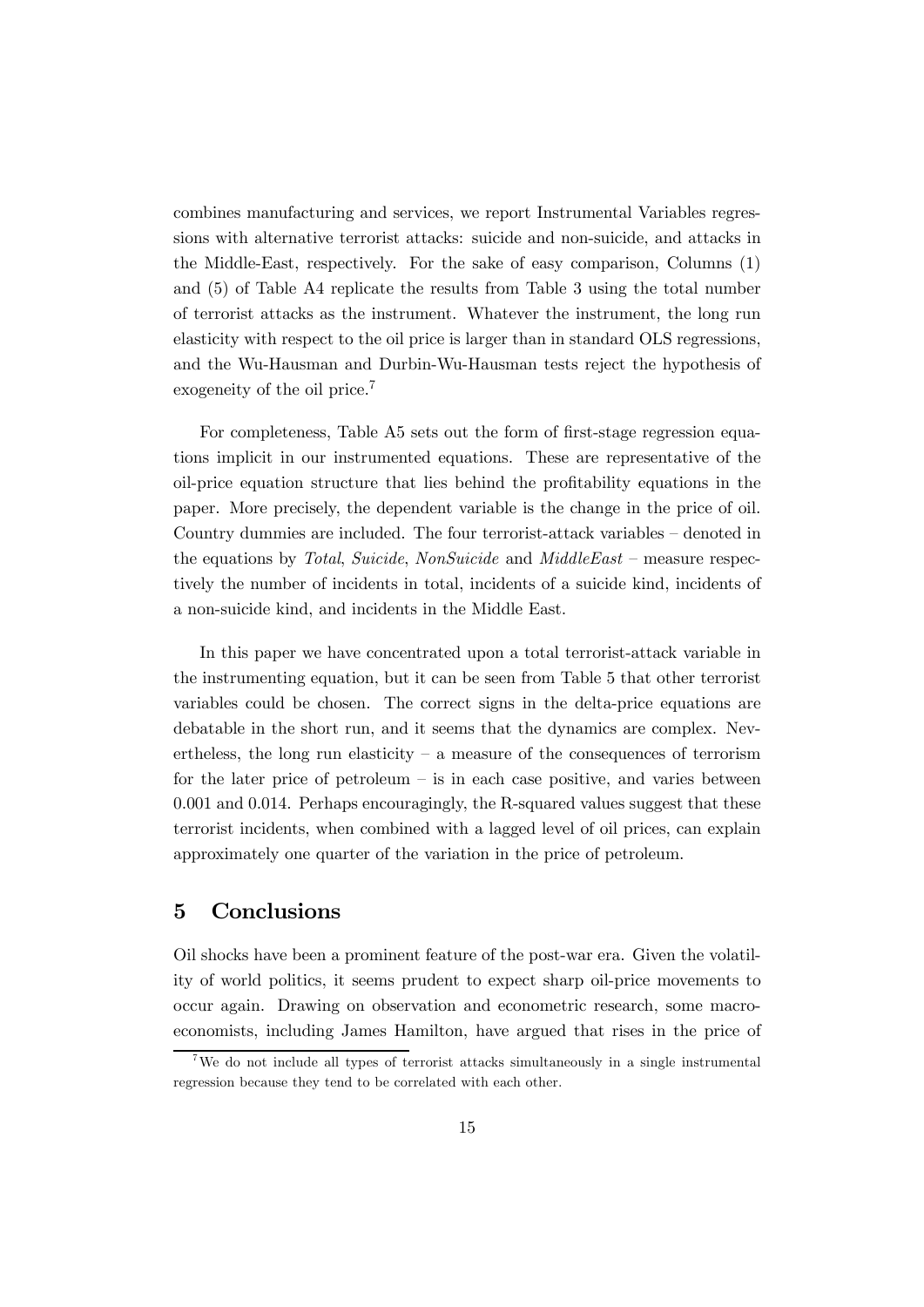combines manufacturing and services, we report Instrumental Variables regressions with alternative terrorist attacks: suicide and non-suicide, and attacks in the Middle-East, respectively. For the sake of easy comparison, Columns (1) and (5) of Table A4 replicate the results from Table 3 using the total number of terrorist attacks as the instrument. Whatever the instrument, the long run elasticity with respect to the oil price is larger than in standard OLS regressions, and the Wu-Hausman and Durbin-Wu-Hausman tests reject the hypothesis of exogeneity of the oil price.[7]

For completeness, Table A5 sets out the form of first-stage regression equations implicit in our instrumented equations. These are representative of the oil-price equation structure that lies behind the profitability equations in the paper. More precisely, the dependent variable is the change in the price of oil. Country dummies are included. The four terrorist-attack variables – denoted in the equations by *Total*, *Suicide*, *NonSuicide* and *MiddleEast* – measure respectively the number of incidents in total, incidents of a suicide kind, incidents of a non-suicide kind, and incidents in the Middle East.

In this paper we have concentrated upon a total terrorist-attack variable in the instrumenting equation, but it can be seen from Table 5 that other terrorist variables could be chosen. The correct signs in the delta-price equations are debatable in the short run, and it seems that the dynamics are complex. Nevertheless, the long run elasticity – a measure of the consequences of terrorism for the later price of petroleum – is in each case positive, and varies between 0.001 and 0.014. Perhaps encouragingly, the R-squared values suggest that these terrorist incidents, when combined with a lagged level of oil prices, can explain approximately one quarter of the variation in the price of petroleum.

## 5 Conclusions

Oil shocks have been a prominent feature of the post-war era. Given the volatility of world politics, it seems prudent to expect sharp oil-price movements to occur again. Drawing on observation and econometric research, some macroeconomists, including James Hamilton, have argued that rises in the price of

[7] We do not include all types of terrorist attacks simultaneously in a single instrumental regression because they tend to be correlated with each other.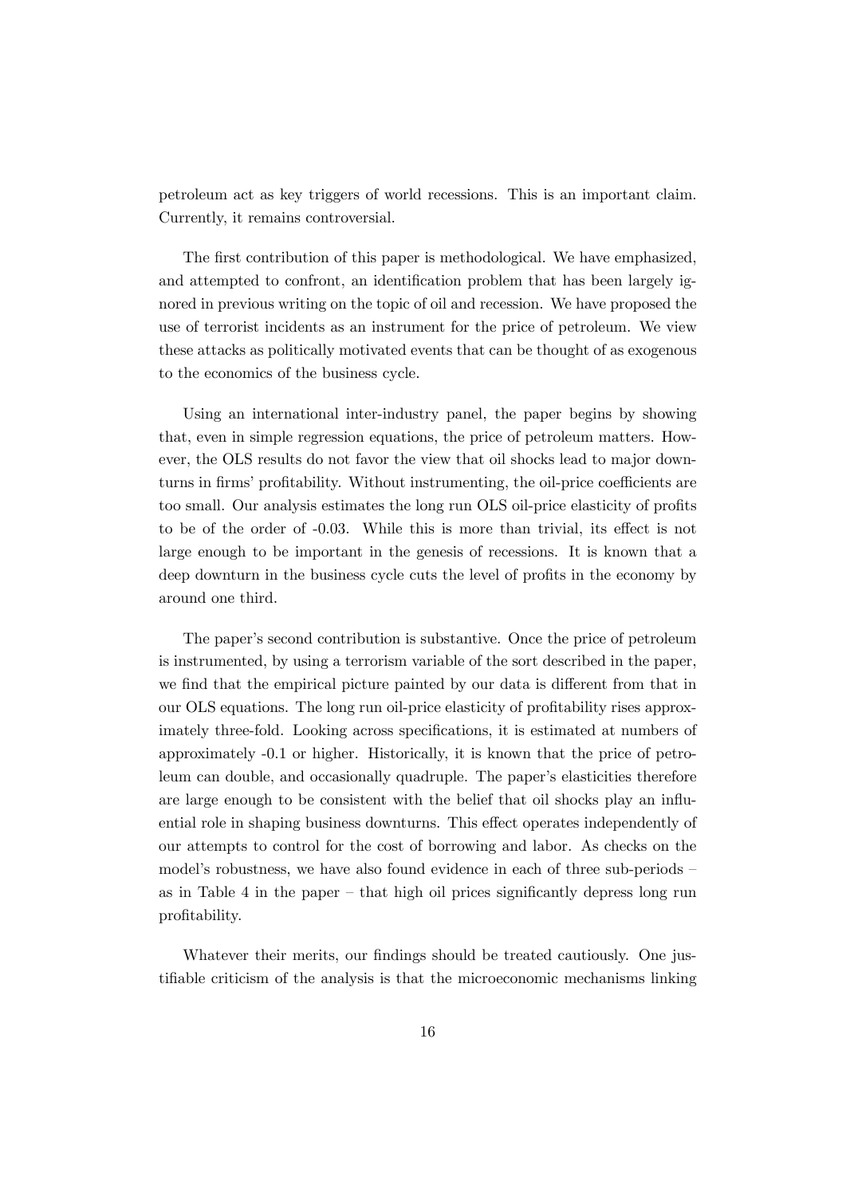petroleum act as key triggers of world recessions. This is an important claim. Currently, it remains controversial.

The first contribution of this paper is methodological. We have emphasized, and attempted to confront, an identification problem that has been largely ignored in previous writing on the topic of oil and recession. We have proposed the use of terrorist incidents as an instrument for the price of petroleum. We view these attacks as politically motivated events that can be thought of as exogenous to the economics of the business cycle.

Using an international inter-industry panel, the paper begins by showing that, even in simple regression equations, the price of petroleum matters. However, the OLS results do not favor the view that oil shocks lead to major downturns in firms' profitability. Without instrumenting, the oil-price coefficients are too small. Our analysis estimates the long run OLS oil-price elasticity of profits to be of the order of -0.03. While this is more than trivial, its effect is not large enough to be important in the genesis of recessions. It is known that a deep downturn in the business cycle cuts the level of profits in the economy by around one third.

The paper's second contribution is substantive. Once the price of petroleum is instrumented, by using a terrorism variable of the sort described in the paper, we find that the empirical picture painted by our data is different from that in our OLS equations. The long run oil-price elasticity of profitability rises approximately three-fold. Looking across specifications, it is estimated at numbers of approximately -0.1 or higher. Historically, it is known that the price of petroleum can double, and occasionally quadruple. The paper's elasticities therefore are large enough to be consistent with the belief that oil shocks play an influential role in shaping business downturns. This effect operates independently of our attempts to control for the cost of borrowing and labor. As checks on the model's robustness, we have also found evidence in each of three sub-periods – as in Table 4 in the paper – that high oil prices significantly depress long run profitability.

Whatever their merits, our findings should be treated cautiously. One justifiable criticism of the analysis is that the microeconomic mechanisms linking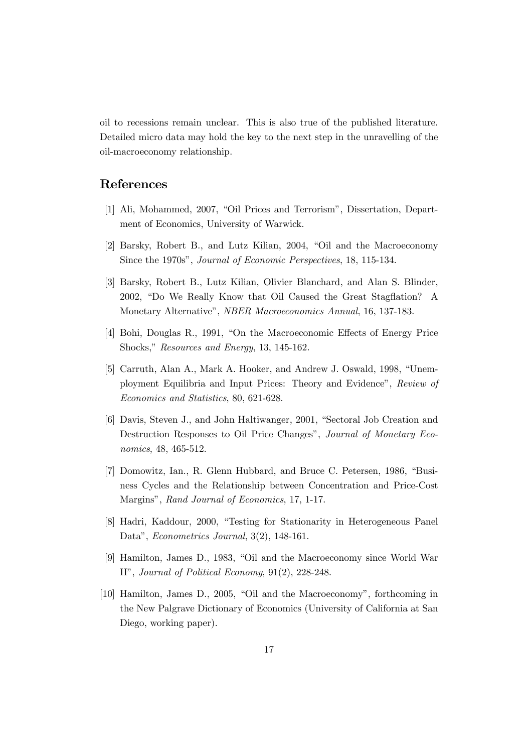oil to recessions remain unclear. This is also true of the published literature. Detailed micro data may hold the key to the next step in the unravelling of the oil-macroeconomy relationship.

## References

[1] Ali, Mohammed, 2007, "Oil Prices and Terrorism", Dissertation, Department of Economics, University of Warwick.

[2] Barsky, Robert B., and Lutz Kilian, 2004, "Oil and the Macroeconomy Since the 1970s", *Journal of Economic Perspectives*, 18, 115-134.

[3] Barsky, Robert B., Lutz Kilian, Olivier Blanchard, and Alan S. Blinder, 2002, "Do We Really Know that Oil Caused the Great Stagflation? A Monetary Alternative", *NBER Macroeconomics Annual*, 16, 137-183.

[4] Bohi, Douglas R., 1991, "On the Macroeconomic Effects of Energy Price Shocks," *Resources and Energy*, 13, 145-162.

[5] Carruth, Alan A., Mark A. Hooker, and Andrew J. Oswald, 1998, "Unemployment Equilibria and Input Prices: Theory and Evidence", *Review of Economics and Statistics*, 80, 621-628.

[6] Davis, Steven J., and John Haltiwanger, 2001, "Sectoral Job Creation and Destruction Responses to Oil Price Changes", *Journal of Monetary Economics*, 48, 465-512.

[7] Domowitz, Ian., R. Glenn Hubbard, and Bruce C. Petersen, 1986, "Business Cycles and the Relationship between Concentration and Price-Cost Margins", *Rand Journal of Economics*, 17, 1-17.

[8] Hadri, Kaddour, 2000, "Testing for Stationarity in Heterogeneous Panel Data", *Econometrics Journal*, 3(2), 148-161.

[9] Hamilton, James D., 1983, "Oil and the Macroeconomy since World War II", *Journal of Political Economy*, 91(2), 228-248.

[10] Hamilton, James D., 2005, "Oil and the Macroeconomy", forthcoming in the New Palgrave Dictionary of Economics (University of California at San Diego, working paper).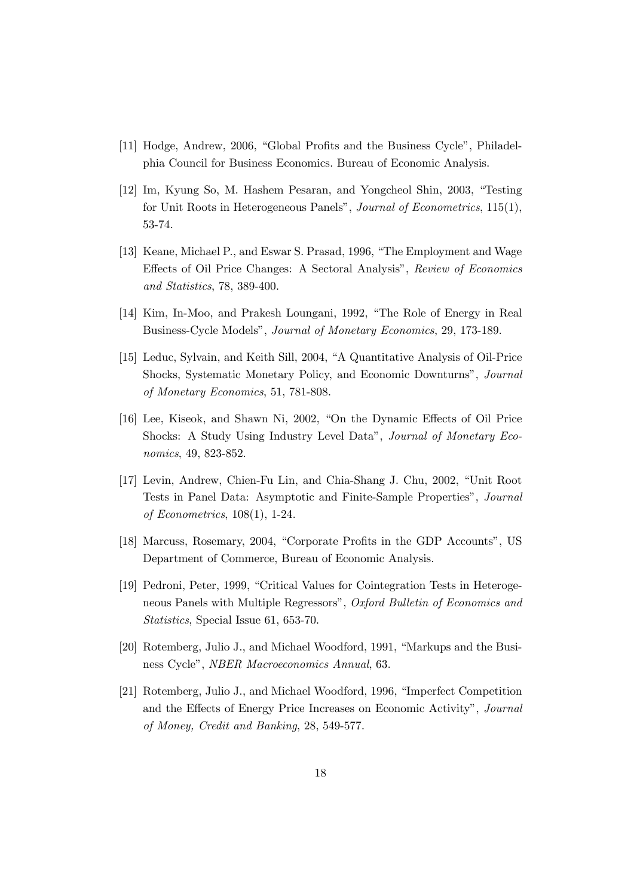[11] Hodge, Andrew, 2006, "Global Profits and the Business Cycle", Philadelphia Council for Business Economics. Bureau of Economic Analysis.

[12] Im, Kyung So, M. Hashem Pesaran, and Yongcheol Shin, 2003, "Testing for Unit Roots in Heterogeneous Panels", *Journal of Econometrics*, 115(1), 53-74.

[13] Keane, Michael P., and Eswar S. Prasad, 1996, "The Employment and Wage Effects of Oil Price Changes: A Sectoral Analysis", *Review of Economics and Statistics*, 78, 389-400.

[14] Kim, In-Moo, and Prakesh Loungani, 1992, "The Role of Energy in Real Business-Cycle Models", *Journal of Monetary Economics*, 29, 173-189.

[15] Leduc, Sylvain, and Keith Sill, 2004, "A Quantitative Analysis of Oil-Price Shocks, Systematic Monetary Policy, and Economic Downturns", *Journal of Monetary Economics*, 51, 781-808.

[16] Lee, Kiseok, and Shawn Ni, 2002, "On the Dynamic Effects of Oil Price Shocks: A Study Using Industry Level Data", *Journal of Monetary Economics*, 49, 823-852.

[17] Levin, Andrew, Chien-Fu Lin, and Chia-Shang J. Chu, 2002, "Unit Root Tests in Panel Data: Asymptotic and Finite-Sample Properties", *Journal of Econometrics*, 108(1), 1-24.

[18] Marcuss, Rosemary, 2004, "Corporate Profits in the GDP Accounts", US Department of Commerce, Bureau of Economic Analysis.

[19] Pedroni, Peter, 1999, "Critical Values for Cointegration Tests in Heterogeneous Panels with Multiple Regressors", *Oxford Bulletin of Economics and Statistics*, Special Issue 61, 653-70.

[20] Rotemberg, Julio J., and Michael Woodford, 1991, "Markups and the Business Cycle", *NBER Macroeconomics Annual*, 63.

[21] Rotemberg, Julio J., and Michael Woodford, 1996, "Imperfect Competition and the Effects of Energy Price Increases on Economic Activity", *Journal of Money, Credit and Banking*, 28, 549-577.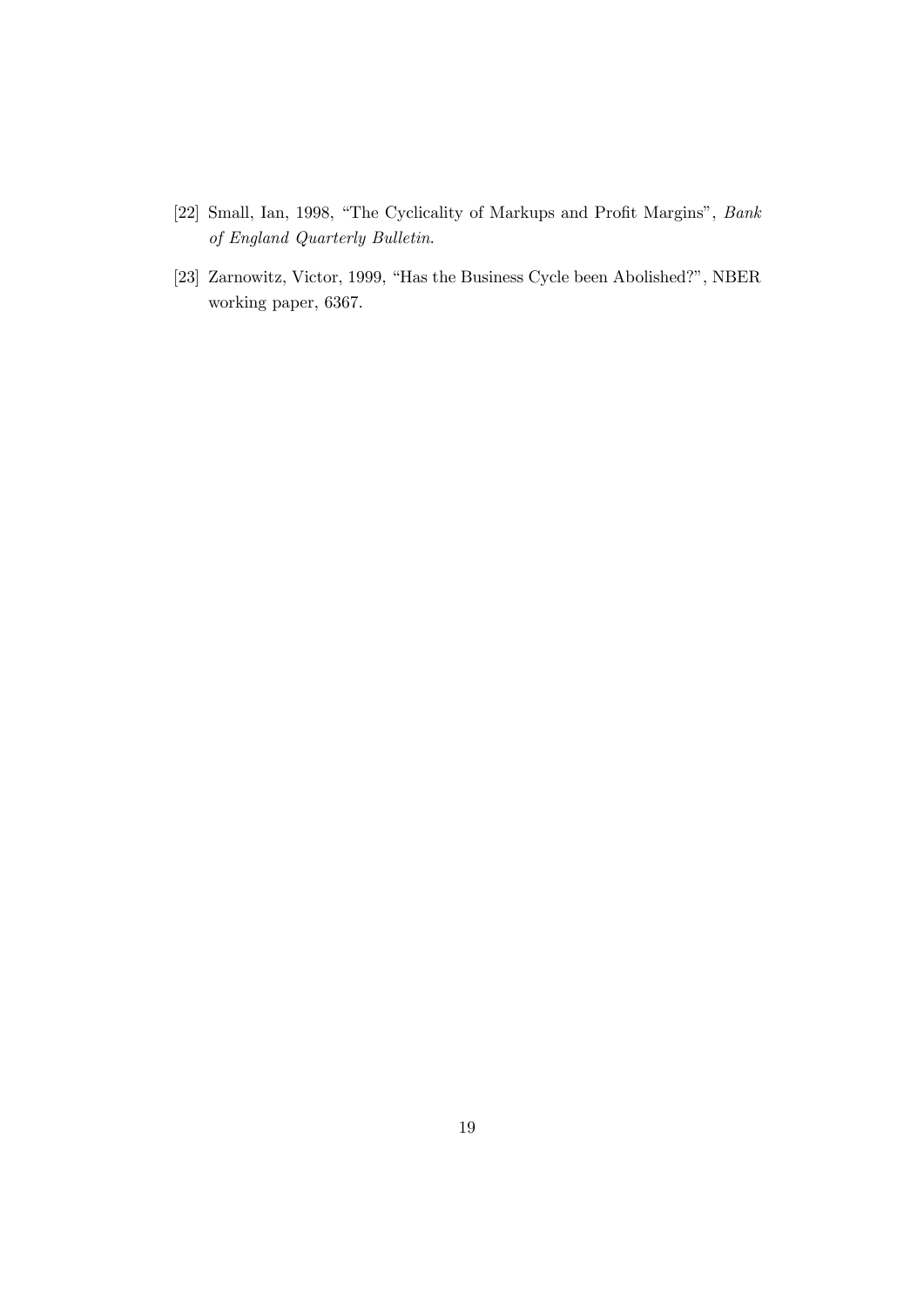[22] Small, Ian, 1998, "The Cyclicality of Markups and Profit Margins", *Bank of England Quarterly Bulletin*.

[23] Zarnowitz, Victor, 1999, "Has the Business Cycle been Abolished?", NBER working paper, 6367.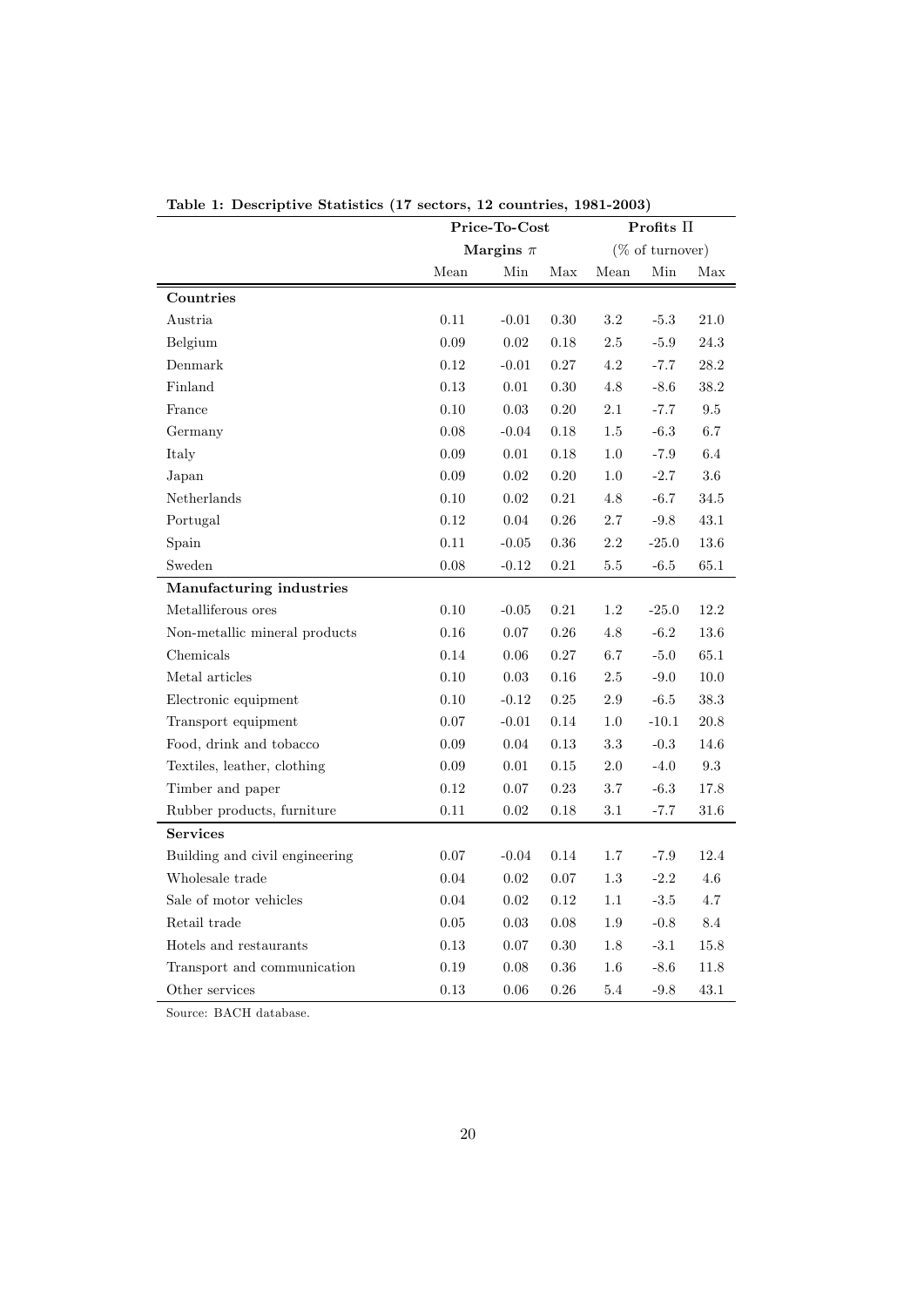**Table 1: Descriptive Statistics (17 sectors, 12 countries, 1981-2003)**

| | Price-To-Cost Margins $\pi$ | | | Profits $\Pi$ (% of turnover) | | |
|---|---|---|---|---|---|---|
| | Mean | Min | Max | Mean | Min | Max |
| **Countries** | | | | | | |
| Austria | 0.11 | -0.01 | 0.30 | 3.2 | -5.3 | 21.0 |
| Belgium | 0.09 | 0.02 | 0.18 | 2.5 | -5.9 | 24.3 |
| Denmark | 0.12 | -0.01 | 0.27 | 4.2 | -7.7 | 28.2 |
| Finland | 0.13 | 0.01 | 0.30 | 4.8 | -8.6 | 38.2 |
| France | 0.10 | 0.03 | 0.20 | 2.1 | -7.7 | 9.5 |
| Germany | 0.08 | -0.04 | 0.18 | 1.5 | -6.3 | 6.7 |
| Italy | 0.09 | 0.01 | 0.18 | 1.0 | -7.9 | 6.4 |
| Japan | 0.09 | 0.02 | 0.20 | 1.0 | -2.7 | 3.6 |
| Netherlands | 0.10 | 0.02 | 0.21 | 4.8 | -6.7 | 34.5 |
| Portugal | 0.12 | 0.04 | 0.26 | 2.7 | -9.8 | 43.1 |
| Spain | 0.11 | -0.05 | 0.36 | 2.2 | -25.0 | 13.6 |
| Sweden | 0.08 | -0.12 | 0.21 | 5.5 | -6.5 | 65.1 |
| **Manufacturing industries** | | | | | | |
| Metalliferous ores | 0.10 | -0.05 | 0.21 | 1.2 | -25.0 | 12.2 |
| Non-metallic mineral products | 0.16 | 0.07 | 0.26 | 4.8 | -6.2 | 13.6 |
| Chemicals | 0.14 | 0.06 | 0.27 | 6.7 | -5.0 | 65.1 |
| Metal articles | 0.10 | 0.03 | 0.16 | 2.5 | -9.0 | 10.0 |
| Electronic equipment | 0.10 | -0.12 | 0.25 | 2.9 | -6.5 | 38.3 |
| Transport equipment | 0.07 | -0.01 | 0.14 | 1.0 | -10.1 | 20.8 |
| Food, drink and tobacco | 0.09 | 0.04 | 0.13 | 3.3 | -0.3 | 14.6 |
| Textiles, leather, clothing | 0.09 | 0.01 | 0.15 | 2.0 | -4.0 | 9.3 |
| Timber and paper | 0.12 | 0.07 | 0.23 | 3.7 | -6.3 | 17.8 |
| Rubber products, furniture | 0.11 | 0.02 | 0.18 | 3.1 | -7.7 | 31.6 |
| **Services** | | | | | | |
| Building and civil engineering | 0.07 | -0.04 | 0.14 | 1.7 | -7.9 | 12.4 |
| Wholesale trade | 0.04 | 0.02 | 0.07 | 1.3 | -2.2 | 4.6 |
| Sale of motor vehicles | 0.04 | 0.02 | 0.12 | 1.1 | -3.5 | 4.7 |
| Retail trade | 0.05 | 0.03 | 0.08 | 1.9 | -0.8 | 8.4 |
| Hotels and restaurants | 0.13 | 0.07 | 0.30 | 1.8 | -3.1 | 15.8 |
| Transport and communication | 0.19 | 0.08 | 0.36 | 1.6 | -8.6 | 11.8 |
| Other services | 0.13 | 0.06 | 0.26 | 5.4 | -9.8 | 43.1 |

Source: BACH database.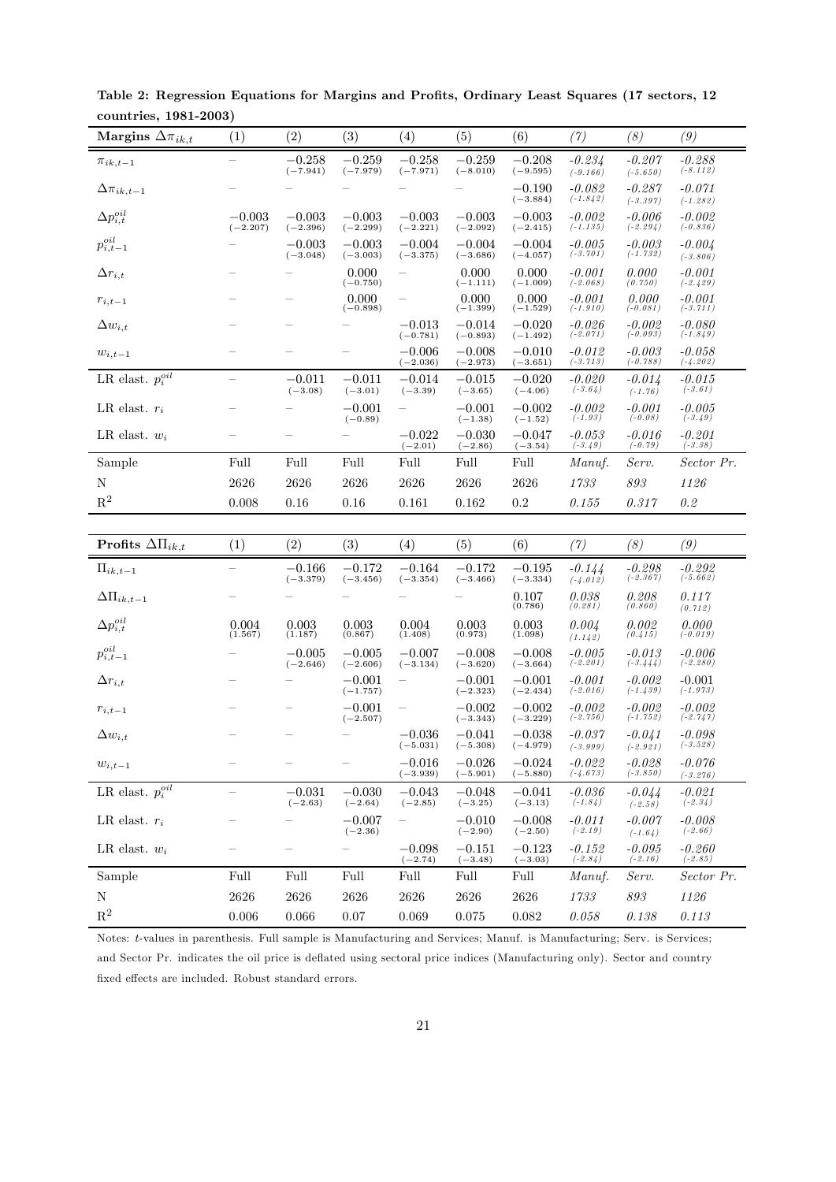**Table 2: Regression Equations for Margins and Profits, Ordinary Least Squares (17 sectors, 12 countries, 1981-2003)**

| **Margins** $\Delta\pi_{ik,t}$ | (1) | (2) | (3) | (4) | (5) | (6) | *(7)* | *(8)* | *(9)* |
|---|---|---|---|---|---|---|---|---|---|
| $\pi_{ik,t-1}$ | – | −0.258 (−7.941) | −0.259 (−7.979) | −0.258 (−7.971) | −0.259 (−8.010) | −0.208 (−9.595) | *-0.234* *(-9.166)* | *-0.207* *(-5.650)* | *-0.288* *(-8.112)* |
| $\Delta\pi_{ik,t-1}$ | – | – | – | – | – | −0.190 (−3.884) | *-0.082* *(-1.842)* | *-0.287* *(-3.397)* | *-0.071* *(-1.282)* |
| $\Delta p^{oil}_{i,t}$ | −0.003 (−2.207) | −0.003 (−2.396) | −0.003 (−2.299) | −0.003 (−2.221) | −0.003 (−2.092) | −0.003 (−2.415) | *-0.002* *(-1.135)* | *-0.006* *(-2.294)* | *-0.002* *(-0.836)* |
| $p^{oil}_{i,t-1}$ | – | −0.003 (−3.048) | −0.003 (−3.003) | −0.004 (−3.375) | −0.004 (−3.686) | −0.004 (−4.057) | *-0.005* *(-3.701)* | *-0.003* *(-1.732)* | *-0.004* *(-3.806)* |
| $\Delta r_{i,t}$ | – | – | 0.000 (−0.750) | – | 0.000 (−1.111) | 0.000 (−1.009) | *-0.001* *(-2.068)* | *0.000* *(0.750)* | *-0.001* *(-2.429)* |
| $r_{i,t-1}$ | – | – | 0.000 (−0.898) | – | 0.000 (−1.399) | 0.000 (−1.529) | *-0.001* *(-1.910)* | *0.000* *(-0.081)* | *-0.001* *(-3.711)* |
| $\Delta w_{i,t}$ | – | – | – | −0.013 (−0.781) | −0.014 (−0.893) | −0.020 (−1.492) | *-0.026* *(-2.071)* | *-0.002* *(-0.093)* | *-0.080* *(-1.849)* |
| $w_{i,t-1}$ | – | – | – | −0.006 (−2.036) | −0.008 (−2.973) | −0.010 (−3.651) | *-0.012* *(-3.713)* | *-0.003* *(-0.788)* | *-0.058* *(-4.202)* |
| LR elast. $p^{oil}_i$ | – | −0.011 (−3.08) | −0.011 (−3.01) | −0.014 (−3.39) | −0.015 (−3.65) | −0.020 (−4.06) | *-0.020* *(-3.64)* | *-0.014* *(-1.76)* | *-0.015* *(-3.61)* |
| LR elast. $r_i$ | – | – | −0.001 (−0.89) | – | −0.001 (−1.38) | −0.002 (−1.52) | *-0.002* *(-1.93)* | *-0.001* *(-0.08)* | *-0.005* *(-3.49)* |
| LR elast. $w_i$ | – | – | – | −0.022 (−2.01) | −0.030 (−2.86) | −0.047 (−3.54) | *-0.053* *(-3.49)* | *-0.016* *(-0.79)* | *-0.201* *(-3.38)* |
| Sample | Full | Full | Full | Full | Full | Full | *Manuf.* | *Serv.* | *Sector Pr.* |
| N | 2626 | 2626 | 2626 | 2626 | 2626 | 2626 | *1733* | *893* | *1126* |
| $R^2$ | 0.008 | 0.16 | 0.16 | 0.161 | 0.162 | 0.2 | *0.155* | *0.317* | *0.2* |

| **Profits** $\Delta\Pi_{ik,t}$ | (1) | (2) | (3) | (4) | (5) | (6) | *(7)* | *(8)* | *(9)* |
|---|---|---|---|---|---|---|---|---|---|
| $\Pi_{ik,t-1}$ | – | −0.166 (−3.379) | −0.172 (−3.456) | −0.164 (−3.354) | −0.172 (−3.466) | −0.195 (−3.334) | *-0.144* *(-4.012)* | *-0.298* *(-2.367)* | *-0.292* *(-5.662)* |
| $\Delta\Pi_{ik,t-1}$ | – | – | – | – | – | 0.107 (0.786) | *0.038* *(0.281)* | *0.208* *(0.860)* | *0.117* *(0.712)* |
| $\Delta p^{oil}_{i,t}$ | 0.004 (1.567) | 0.003 (1.187) | 0.003 (0.867) | 0.004 (1.408) | 0.003 (0.973) | 0.003 (1.098) | *0.004* *(1.142)* | *0.002* *(0.415)* | *0.000* *(-0.019)* |
| $p^{oil}_{i,t-1}$ | – | −0.005 (−2.646) | −0.005 (−2.606) | −0.007 (−3.134) | −0.008 (−3.620) | −0.008 (−3.664) | *-0.005* *(-2.201)* | *-0.013* *(-3.444)* | *-0.006* *(-2.280)* |
| $\Delta r_{i,t}$ | – | – | −0.001 (−1.757) | – | −0.001 (−2.323) | −0.001 (−2.434) | *-0.001* *(-2.016)* | *-0.002* *(-1.439)* | -0.001 *(-1.973)* |
| $r_{i,t-1}$ | – | – | −0.001 (−2.507) | – | −0.002 (−3.343) | −0.002 (−3.229) | *-0.002* *(-2.756)* | *-0.002* *(-1.752)* | *-0.002* *(-2.747)* |
| $\Delta w_{i,t}$ | – | – | – | −0.036 (−5.031) | −0.041 (−5.308) | −0.038 (−4.979) | *-0.037* *(-3.999)* | *-0.041* *(-2.921)* | *-0.098* *(-3.528)* |
| $w_{i,t-1}$ | – | – | – | −0.016 (−3.939) | −0.026 (−5.901) | −0.024 (−5.880) | *-0.022* *(-4.673)* | *-0.028* *(-3.850)* | *-0.076* *(-3.276)* |
| LR elast. $p^{oil}_i$ | – | −0.031 (−2.63) | −0.030 (−2.64) | −0.043 (−2.85) | −0.048 (−3.25) | −0.041 (−3.13) | *-0.036* *(-1.84)* | *-0.044* *(-2.58)* | *-0.021* *(-2.34)* |
| LR elast. $r_i$ | – | – | −0.007 (−2.36) | – | −0.010 (−2.90) | −0.008 (−2.50) | *-0.011* *(-2.19)* | *-0.007* *(-1.64)* | *-0.008* *(-2.66)* |
| LR elast. $w_i$ | – | – | – | −0.098 (−2.74) | −0.151 (−3.48) | −0.123 (−3.03) | *-0.152* *(-2.84)* | *-0.095* *(-2.16)* | *-0.260* *(-2.85)* |
| Sample | Full | Full | Full | Full | Full | Full | *Manuf.* | *Serv.* | *Sector Pr.* |
| N | 2626 | 2626 | 2626 | 2626 | 2626 | 2626 | *1733* | *893* | *1126* |
| $R^2$ | 0.006 | 0.066 | 0.07 | 0.069 | 0.075 | 0.082 | *0.058* | *0.138* | *0.113* |

Notes: $t$-values in parenthesis. Full sample is Manufacturing and Services; Manuf. is Manufacturing; Serv. is Services; and Sector Pr. indicates the oil price is deflated using sectoral price indices (Manufacturing only). Sector and country fixed effects are included. Robust standard errors.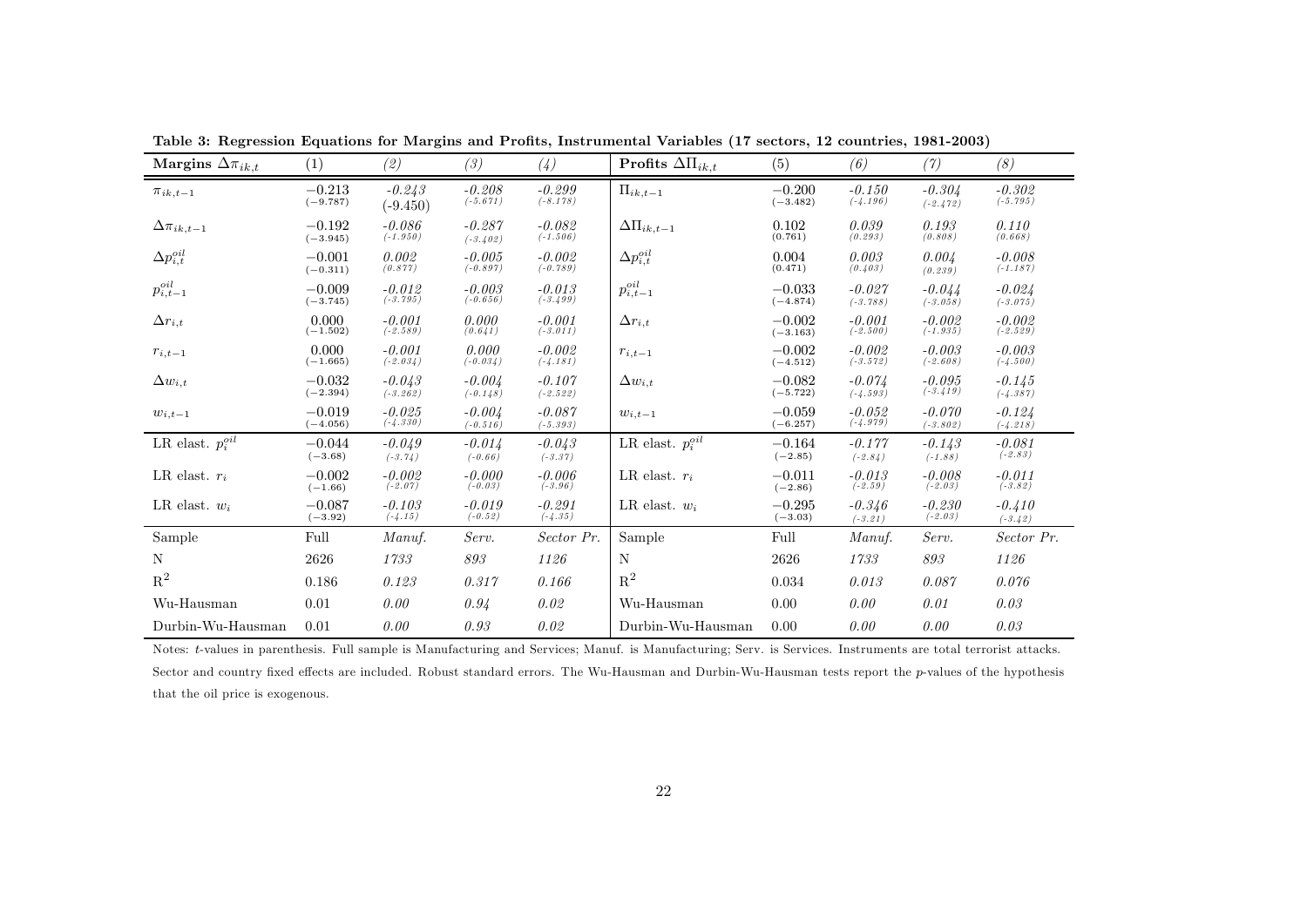**Table 3: Regression Equations for Margins and Profits, Instrumental Variables (17 sectors, 12 countries, 1981-2003)**

| Margins $\Delta\pi_{ik,t}$ | (1) | *(2)* | *(3)* | *(4)* | Profits $\Delta\Pi_{ik,t}$ | (5) | *(6)* | *(7)* | *(8)* |
|---|---|---|---|---|---|---|---|---|---|
| $\pi_{ik,t-1}$ | $-0.213$ $(-9.787)$ | *-0.243* (-9.450) | *-0.208* *(-5.671)* | *-0.299* *(-8.178)* | $\Pi_{ik,t-1}$ | $-0.200$ $(-3.482)$ | *-0.150* *(-4.196)* | *-0.304* *(-2.472)* | *-0.302* *(-5.795)* |
| $\Delta\pi_{ik,t-1}$ | $-0.192$ $(-3.945)$ | *-0.086* *(-1.950)* | *-0.287* *(-3.402)* | *-0.082* *(-1.506)* | $\Delta\Pi_{ik,t-1}$ | 0.102 (0.761) | *0.039* *(0.293)* | *0.193* *(0.808)* | *0.110* *(0.668)* |
| $\Delta p^{oil}_{i,t}$ | $-0.001$ $(-0.311)$ | *0.002* *(0.877)* | *-0.005* *(-0.897)* | *-0.002* *(-0.789)* | $\Delta p^{oil}_{i,t}$ | 0.004 (0.471) | *0.003* *(0.403)* | *0.004* *(0.239)* | *-0.008* *(-1.187)* |
| $p^{oil}_{i,t-1}$ | $-0.009$ $(-3.745)$ | *-0.012* *(-3.795)* | *-0.003* *(-0.656)* | *-0.013* *(-3.499)* | $p^{oil}_{i,t-1}$ | $-0.033$ $(-4.874)$ | *-0.027* *(-3.788)* | *-0.044* *(-3.058)* | *-0.024* *(-3.075)* |
| $\Delta r_{i,t}$ | 0.000 $(-1.502)$ | *-0.001* *(-2.589)* | *0.000* *(0.641)* | *-0.001* *(-3.011)* | $\Delta r_{i,t}$ | $-0.002$ $(-3.163)$ | *-0.001* *(-2.500)* | *-0.002* *(-1.935)* | *-0.002* *(-2.529)* |
| $r_{i,t-1}$ | 0.000 $(-1.665)$ | *-0.001* *(-2.034)* | *0.000* *(-0.034)* | *-0.002* *(-4.181)* | $r_{i,t-1}$ | $-0.002$ $(-4.512)$ | *-0.002* *(-3.572)* | *-0.003* *(-2.608)* | *-0.003* *(-4.500)* |
| $\Delta w_{i,t}$ | $-0.032$ $(-2.394)$ | *-0.043* *(-3.262)* | *-0.004* *(-0.148)* | *-0.107* *(-2.522)* | $\Delta w_{i,t}$ | $-0.082$ $(-5.722)$ | *-0.074* *(-4.593)* | *-0.095* *(-3.419)* | *-0.145* *(-4.387)* |
| $w_{i,t-1}$ | $-0.019$ $(-4.056)$ | *-0.025* *(-4.330)* | *-0.004* *(-0.516)* | *-0.087* *(-5.393)* | $w_{i,t-1}$ | $-0.059$ $(-6.257)$ | *-0.052* *(-4.979)* | *-0.070* *(-3.802)* | *-0.124* *(-4.218)* |
| LR elast. $p^{oil}_i$ | $-0.044$ $(-3.68)$ | *-0.049* *(-3.74)* | *-0.014* *(-0.66)* | *-0.043* *(-3.37)* | LR elast. $p^{oil}_i$ | $-0.164$ $(-2.85)$ | *-0.177* *(-2.84)* | *-0.143* *(-1.88)* | *-0.081* *(-2.83)* |
| LR elast. $r_i$ | $-0.002$ $(-1.66)$ | *-0.002* *(-2.07)* | *-0.000* *(-0.03)* | *-0.006* *(-3.96)* | LR elast. $r_i$ | $-0.011$ $(-2.86)$ | *-0.013* *(-2.59)* | *-0.008* *(-2.03)* | *-0.011* *(-3.82)* |
| LR elast. $w_i$ | $-0.087$ $(-3.92)$ | *-0.103* *(-4.15)* | *-0.019* *(-0.52)* | *-0.291* *(-4.35)* | LR elast. $w_i$ | $-0.295$ $(-3.03)$ | *-0.346* *(-3.21)* | *-0.230* *(-2.03)* | *-0.410* *(-3.42)* |
| Sample | Full | *Manuf.* | *Serv.* | *Sector Pr.* | Sample | Full | *Manuf.* | *Serv.* | *Sector Pr.* |
| N | 2626 | *1733* | *893* | *1126* | N | 2626 | *1733* | *893* | *1126* |
| $R^2$ | 0.186 | *0.123* | *0.317* | *0.166* | $R^2$ | 0.034 | *0.013* | *0.087* | *0.076* |
| Wu-Hausman | 0.01 | *0.00* | *0.94* | *0.02* | Wu-Hausman | 0.00 | *0.00* | *0.01* | *0.03* |
| Durbin-Wu-Hausman | 0.01 | *0.00* | *0.93* | *0.02* | Durbin-Wu-Hausman | 0.00 | *0.00* | *0.00* | *0.03* |

Notes: $t$-values in parenthesis. Full sample is Manufacturing and Services; Manuf. is Manufacturing; Serv. is Services. Instruments are total terrorist attacks. Sector and country fixed effects are included. Robust standard errors. The Wu-Hausman and Durbin-Wu-Hausman tests report the $p$-values of the hypothesis that the oil price is exogenous.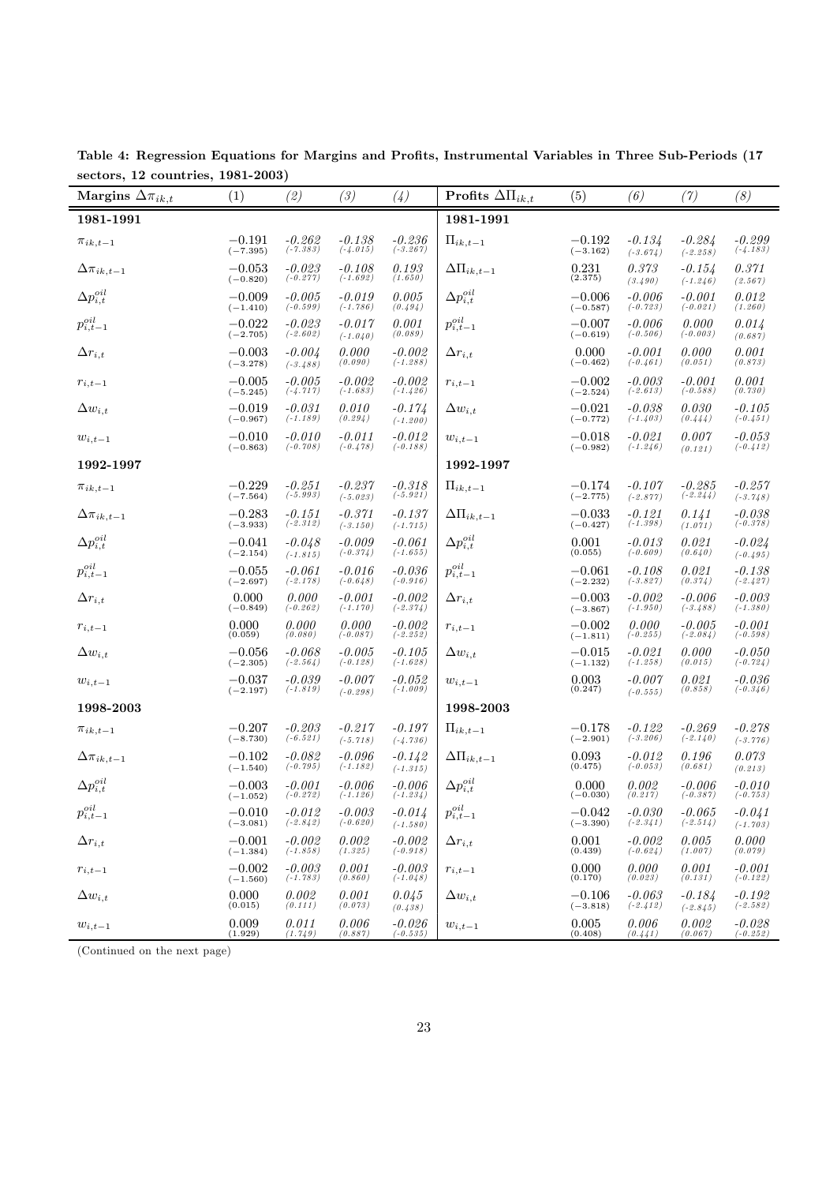**Table 4: Regression Equations for Margins and Profits, Instrumental Variables in Three Sub-Periods (17 sectors, 12 countries, 1981-2003)**

| Margins $\Delta\pi_{ik,t}$ | (1) | *(2)* | *(3)* | *(4)* | Profits $\Delta\Pi_{ik,t}$ | (5) | *(6)* | *(7)* | *(8)* |
|---|---|---|---|---|---|---|---|---|---|
| **1981-1991** | | | | | **1981-1991** | | | | |
| $\pi_{ik,t-1}$ | −0.191 (−7.395) | *-0.262 (-7.383)* | *-0.138 (-4.015)* | *-0.236 (-3.267)* | $\Pi_{ik,t-1}$ | −0.192 (−3.162) | *-0.134 (-3.674)* | *-0.284 (-2.258)* | *-0.299 (-4.183)* |
| $\Delta\pi_{ik,t-1}$ | −0.053 (−0.820) | *-0.023 (-0.277)* | *-0.108 (-1.692)* | *0.193 (1.650)* | $\Delta\Pi_{ik,t-1}$ | 0.231 (2.375) | *0.373 (3.490)* | *-0.154 (-1.246)* | *0.371 (2.567)* |
| $\Delta p^{oil}_{i,t}$ | −0.009 (−1.410) | *-0.005 (-0.599)* | *-0.019 (-1.786)* | *0.005 (0.494)* | $\Delta p^{oil}_{i,t}$ | −0.006 (−0.587) | *-0.006 (-0.723)* | *-0.001 (-0.021)* | *0.012 (1.260)* |
| $p^{oil}_{i,t-1}$ | −0.022 (−2.705) | *-0.023 (-2.602)* | *-0.017 (-1.040)* | *0.001 (0.089)* | $p^{oil}_{i,t-1}$ | −0.007 (−0.619) | *-0.006 (-0.506)* | *0.000 (-0.003)* | *0.014 (0.687)* |
| $\Delta r_{i,t}$ | −0.003 (−3.278) | *-0.004 (-3.488)* | *0.000 (0.090)* | *-0.002 (-1.288)* | $\Delta r_{i,t}$ | 0.000 (−0.462) | *-0.001 (-0.461)* | *0.000 (0.051)* | *0.001 (0.873)* |
| $r_{i,t-1}$ | −0.005 (−5.245) | *-0.005 (-4.717)* | *-0.002 (-1.683)* | *-0.002 (-1.426)* | $r_{i,t-1}$ | −0.002 (−2.524) | *-0.003 (-2.613)* | *-0.001 (-0.588)* | *0.001 (0.730)* |
| $\Delta w_{i,t}$ | −0.019 (−0.967) | *-0.031 (-1.189)* | *0.010 (0.294)* | *-0.174 (-1.200)* | $\Delta w_{i,t}$ | −0.021 (−0.772) | *-0.038 (-1.403)* | *0.030 (0.444)* | *-0.105 (-0.451)* |
| $w_{i,t-1}$ | −0.010 (−0.863) | *-0.010 (-0.708)* | *-0.011 (-0.478)* | *-0.012 (-0.188)* | $w_{i,t-1}$ | −0.018 (−0.982) | *-0.021 (-1.246)* | *0.007 (0.121)* | *-0.053 (-0.412)* |
| **1992-1997** | | | | | **1992-1997** | | | | |
| $\pi_{ik,t-1}$ | −0.229 (−7.564) | *-0.251 (-5.993)* | *-0.237 (-5.023)* | *-0.318 (-5.921)* | $\Pi_{ik,t-1}$ | −0.174 (−2.775) | *-0.107 (-2.877)* | *-0.285 (-2.244)* | *-0.257 (-3.748)* |
| $\Delta\pi_{ik,t-1}$ | −0.283 (−3.933) | *-0.151 (-2.312)* | *-0.371 (-3.150)* | *-0.137 (-1.715)* | $\Delta\Pi_{ik,t-1}$ | −0.033 (−0.427) | *-0.121 (-1.398)* | *0.141 (1.071)* | *-0.038 (-0.378)* |
| $\Delta p^{oil}_{i,t}$ | −0.041 (−2.154) | *-0.048 (-1.815)* | *-0.009 (-0.374)* | *-0.061 (-1.655)* | $\Delta p^{oil}_{i,t}$ | 0.001 (0.055) | *-0.013 (-0.609)* | *0.021 (0.640)* | *-0.024 (-0.495)* |
| $p^{oil}_{i,t-1}$ | −0.055 (−2.697) | *-0.061 (-2.178)* | *-0.016 (-0.648)* | *-0.036 (-0.916)* | $p^{oil}_{i,t-1}$ | −0.061 (−2.232) | *-0.108 (-3.827)* | *0.021 (0.374)* | *-0.138 (-2.427)* |
| $\Delta r_{i,t}$ | 0.000 (−0.849) | *0.000 (-0.262)* | *-0.001 (-1.170)* | *-0.002 (-2.374)* | $\Delta r_{i,t}$ | −0.003 (−3.867) | *-0.002 (-1.950)* | *-0.006 (-3.488)* | *-0.003 (-1.380)* |
| $r_{i,t-1}$ | 0.000 (0.059) | *0.000 (0.080)* | *0.000 (-0.087)* | *-0.002 (-2.252)* | $r_{i,t-1}$ | −0.002 (−1.811) | *0.000 (-0.255)* | *-0.005 (-2.084)* | *-0.001 (-0.598)* |
| $\Delta w_{i,t}$ | −0.056 (−2.305) | *-0.068 (-2.564)* | *-0.005 (-0.128)* | *-0.105 (-1.628)* | $\Delta w_{i,t}$ | −0.015 (−1.132) | *-0.021 (-1.258)* | *0.000 (0.015)* | *-0.050 (-0.724)* |
| $w_{i,t-1}$ | −0.037 (−2.197) | *-0.039 (-1.819)* | *-0.007 (-0.298)* | *-0.052 (-1.009)* | $w_{i,t-1}$ | 0.003 (0.247) | *-0.007 (-0.555)* | *0.021 (0.858)* | *-0.036 (-0.346)* |
| **1998-2003** | | | | | **1998-2003** | | | | |
| $\pi_{ik,t-1}$ | −0.207 (−8.730) | *-0.203 (-6.521)* | *-0.217 (-5.718)* | *-0.197 (-4.736)* | $\Pi_{ik,t-1}$ | −0.178 (−2.901) | *-0.122 (-3.206)* | *-0.269 (-2.140)* | *-0.278 (-3.776)* |
| $\Delta\pi_{ik,t-1}$ | −0.102 (−1.540) | *-0.082 (-0.795)* | *-0.096 (-1.182)* | *-0.142 (-1.315)* | $\Delta\Pi_{ik,t-1}$ | 0.093 (0.475) | *-0.012 (-0.053)* | *0.196 (0.681)* | *0.073 (0.213)* |
| $\Delta p^{oil}_{i,t}$ | −0.003 (−1.052) | *-0.001 (-0.272)* | *-0.006 (-1.126)* | *-0.006 (-1.234)* | $\Delta p^{oil}_{i,t}$ | 0.000 (−0.030) | *0.002 (0.217)* | *-0.006 (-0.387)* | *-0.010 (-0.753)* |
| $p^{oil}_{i,t-1}$ | −0.010 (−3.081) | *-0.012 (-2.842)* | *-0.003 (-0.620)* | *-0.014 (-1.580)* | $p^{oil}_{i,t-1}$ | −0.042 (−3.390) | *-0.030 (-2.341)* | *-0.065 (-2.514)* | *-0.041 (-1.703)* |
| $\Delta r_{i,t}$ | −0.001 (−1.384) | *-0.002 (-1.858)* | *0.002 (1.325)* | *-0.002 (-0.918)* | $\Delta r_{i,t}$ | 0.001 (0.439) | *-0.002 (-0.624)* | *0.005 (1.007)* | *0.000 (0.079)* |
| $r_{i,t-1}$ | −0.002 (−1.560) | *-0.003 (-1.783)* | *0.001 (0.860)* | *-0.003 (-1.048)* | $r_{i,t-1}$ | 0.000 (0.170) | *0.000 (0.023)* | *0.001 (0.131)* | *-0.001 (-0.122)* |
| $\Delta w_{i,t}$ | 0.000 (0.015) | *0.002 (0.111)* | *0.001 (0.073)* | *0.045 (0.438)* | $\Delta w_{i,t}$ | −0.106 (−3.818) | *-0.063 (-2.412)* | *-0.184 (-2.845)* | *-0.192 (-2.582)* |
| $w_{i,t-1}$ | 0.009 (1.929) | *0.011 (1.749)* | *0.006 (0.887)* | *-0.026 (-0.535)* | $w_{i,t-1}$ | 0.005 (0.408) | *0.006 (0.441)* | *0.002 (0.067)* | *-0.028 (-0.252)* |

(Continued on the next page)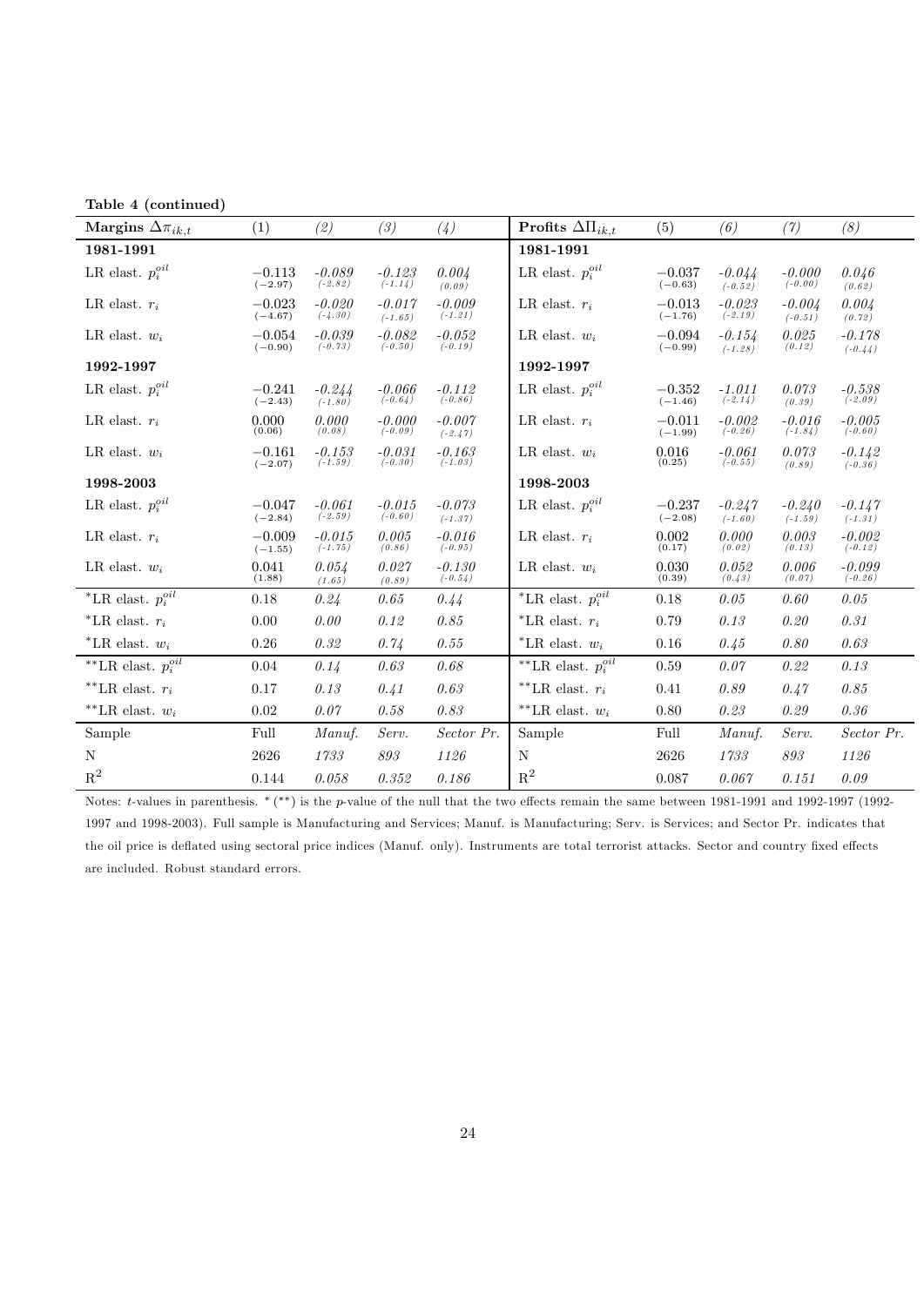**Table 4 (continued)**

| Margins $\Delta\pi_{ik,t}$ | (1) | *(2)* | *(3)* | *(4)* | Profits $\Delta\Pi_{ik,t}$ | (5) | *(6)* | *(7)* | *(8)* |
|---|---|---|---|---|---|---|---|---|---|
| **1981-1991** | | | | | **1981-1991** | | | | |
| LR elast. $p_i^{oil}$ | −0.113 (−2.97) | *-0.089 (-2.82)* | *-0.123 (-1.14)* | *0.004 (0.09)* | LR elast. $p_i^{oil}$ | −0.037 (−0.63) | *-0.044 (-0.52)* | *-0.000 (-0.00)* | *0.046 (0.62)* |
| LR elast. $r_i$ | −0.023 (−4.67) | *-0.020 (-4.30)* | *-0.017 (-1.65)* | *-0.009 (-1.21)* | LR elast. $r_i$ | −0.013 (−1.76) | *-0.023 (-2.19)* | *-0.004 (-0.51)* | *0.004 (0.72)* |
| LR elast. $w_i$ | −0.054 (−0.90) | *-0.039 (-0.73)* | *-0.082 (-0.50)* | *-0.052 (-0.19)* | LR elast. $w_i$ | −0.094 (−0.99) | *-0.154 (-1.28)* | *0.025 (0.12)* | *-0.178 (-0.44)* |
| **1992-1997** | | | | | **1992-1997** | | | | |
| LR elast. $p_i^{oil}$ | −0.241 (−2.43) | *-0.244 (-1.80)* | *-0.066 (-0.64)* | *-0.112 (-0.86)* | LR elast. $p_i^{oil}$ | −0.352 (−1.46) | *-1.011 (-2.14)* | *0.073 (0.39)* | *-0.538 (-2.09)* |
| LR elast. $r_i$ | 0.000 (0.06) | *0.000 (0.08)* | *-0.000 (-0.09)* | *-0.007 (-2.47)* | LR elast. $r_i$ | −0.011 (−1.99) | *-0.002 (-0.26)* | *-0.016 (-1.84)* | *-0.005 (-0.60)* |
| LR elast. $w_i$ | −0.161 (−2.07) | *-0.153 (-1.59)* | *-0.031 (-0.30)* | *-0.163 (-1.03)* | LR elast. $w_i$ | 0.016 (0.25) | *-0.061 (-0.55)* | *0.073 (0.89)* | *-0.142 (-0.36)* |
| **1998-2003** | | | | | **1998-2003** | | | | |
| LR elast. $p_i^{oil}$ | −0.047 (−2.84) | *-0.061 (-2.59)* | *-0.015 (-0.60)* | *-0.073 (-1.37)* | LR elast. $p_i^{oil}$ | −0.237 (−2.08) | *-0.247 (-1.60)* | *-0.240 (-1.59)* | *-0.147 (-1.31)* |
| LR elast. $r_i$ | −0.009 (−1.55) | *-0.015 (-1.75)* | *0.005 (0.86)* | *-0.016 (-0.95)* | LR elast. $r_i$ | 0.002 (0.17) | *0.000 (0.02)* | *0.003 (0.13)* | *-0.002 (-0.12)* |
| LR elast. $w_i$ | 0.041 (1.88) | *0.054 (1.65)* | *0.027 (0.89)* | *-0.130 (-0.54)* | LR elast. $w_i$ | 0.030 (0.39) | *0.052 (0.43)* | *0.006 (0.07)* | *-0.099 (-0.26)* |
| *LR elast. $p_i^{oil}$ | 0.18 | *0.24* | *0.65* | *0.44* | *LR elast. $p_i^{oil}$ | 0.18 | *0.05* | *0.60* | *0.05* |
| *LR elast. $r_i$ | 0.00 | *0.00* | *0.12* | *0.85* | *LR elast. $r_i$ | 0.79 | *0.13* | *0.20* | *0.31* |
| *LR elast. $w_i$ | 0.26 | *0.32* | *0.74* | *0.55* | *LR elast. $w_i$ | 0.16 | *0.45* | *0.80* | *0.63* |
| **LR elast. $p_i^{oil}$ | 0.04 | *0.14* | *0.63* | *0.68* | **LR elast. $p_i^{oil}$ | 0.59 | *0.07* | *0.22* | *0.13* |
| **LR elast. $r_i$ | 0.17 | *0.13* | *0.41* | *0.63* | **LR elast. $r_i$ | 0.41 | *0.89* | *0.47* | *0.85* |
| **LR elast. $w_i$ | 0.02 | *0.07* | *0.58* | *0.83* | **LR elast. $w_i$ | 0.80 | *0.23* | *0.29* | *0.36* |
| Sample | Full | *Manuf.* | *Serv.* | *Sector Pr.* | Sample | Full | *Manuf.* | *Serv.* | *Sector Pr.* |
| N | 2626 | *1733* | *893* | *1126* | N | 2626 | *1733* | *893* | *1126* |
| $R^2$ | 0.144 | *0.058* | *0.352* | *0.186* | $R^2$ | 0.087 | *0.067* | *0.151* | *0.09* |

Notes: $t$-values in parenthesis. * (**) is the $p$-value of the null that the two effects remain the same between 1981-1991 and 1992-1997 (1992-1997 and 1998-2003). Full sample is Manufacturing and Services; Manuf. is Manufacturing; Serv. is Services; and Sector Pr. indicates that the oil price is deflated using sectoral price indices (Manuf. only). Instruments are total terrorist attacks. Sector and country fixed effects are included. Robust standard errors.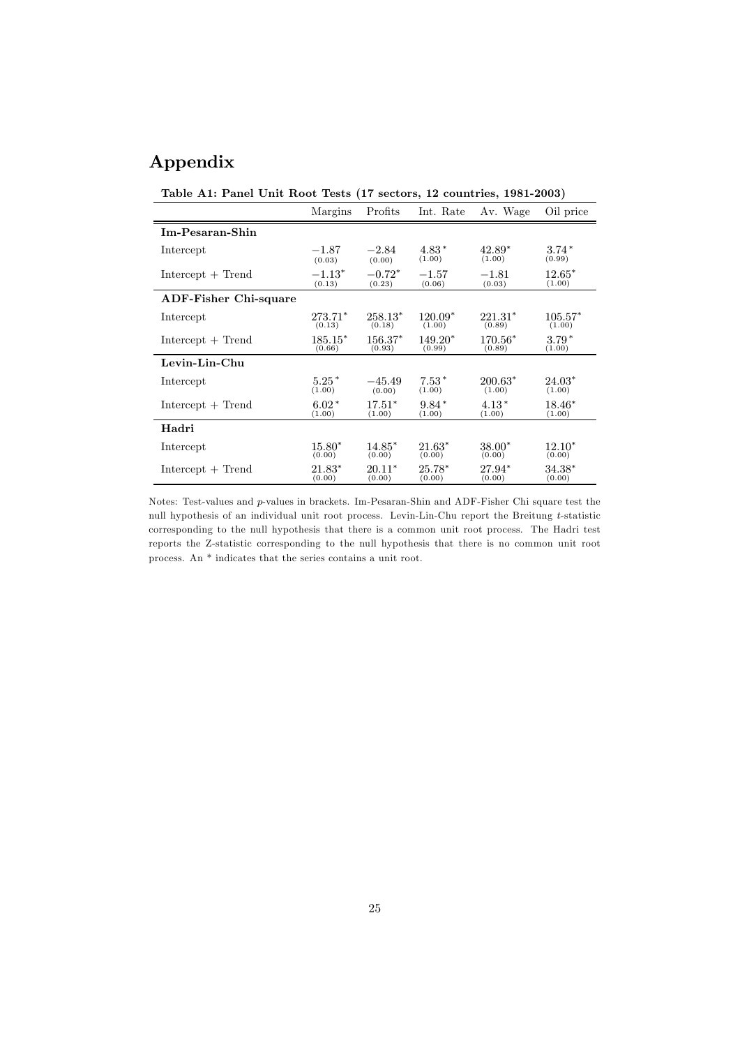# Appendix

**Table A1: Panel Unit Root Tests (17 sectors, 12 countries, 1981-2003)**

| | Margins | Profits | Int. Rate | Av. Wage | Oil price |
|---|---|---|---|---|---|
| **Im-Pesaran-Shin** | | | | | |
| Intercept | $-1.87$ (0.03) | $-2.84$ (0.00) | $4.83^*$ (1.00) | $42.89^*$ (1.00) | $3.74^*$ (0.99) |
| Intercept + Trend | $-1.13^*$ (0.13) | $-0.72^*$ (0.23) | $-1.57$ (0.06) | $-1.81$ (0.03) | $12.65^*$ (1.00) |
| **ADF-Fisher Chi-square** | | | | | |
| Intercept | $273.71^*$ (0.13) | $258.13^*$ (0.18) | $120.09^*$ (1.00) | $221.31^*$ (0.89) | $105.57^*$ (1.00) |
| Intercept + Trend | $185.15^*$ (0.66) | $156.37^*$ (0.93) | $149.20^*$ (0.99) | $170.56^*$ (0.89) | $3.79^*$ (1.00) |
| **Levin-Lin-Chu** | | | | | |
| Intercept | $5.25^*$ (1.00) | $-45.49$ (0.00) | $7.53^*$ (1.00) | $200.63^*$ (1.00) | $24.03^*$ (1.00) |
| Intercept + Trend | $6.02^*$ (1.00) | $17.51^*$ (1.00) | $9.84^*$ (1.00) | $4.13^*$ (1.00) | $18.46^*$ (1.00) |
| **Hadri** | | | | | |
| Intercept | $15.80^*$ (0.00) | $14.85^*$ (0.00) | $21.63^*$ (0.00) | $38.00^*$ (0.00) | $12.10^*$ (0.00) |
| Intercept + Trend | $21.83^*$ (0.00) | $20.11^*$ (0.00) | $25.78^*$ (0.00) | $27.94^*$ (0.00) | $34.38^*$ (0.00) |

Notes: Test-values and $p$-values in brackets. Im-Pesaran-Shin and ADF-Fisher Chi square test the null hypothesis of an individual unit root process. Levin-Lin-Chu report the Breitung $t$-statistic corresponding to the null hypothesis that there is a common unit root process. The Hadri test reports the Z-statistic corresponding to the null hypothesis that there is no common unit root process. An * indicates that the series contains a unit root.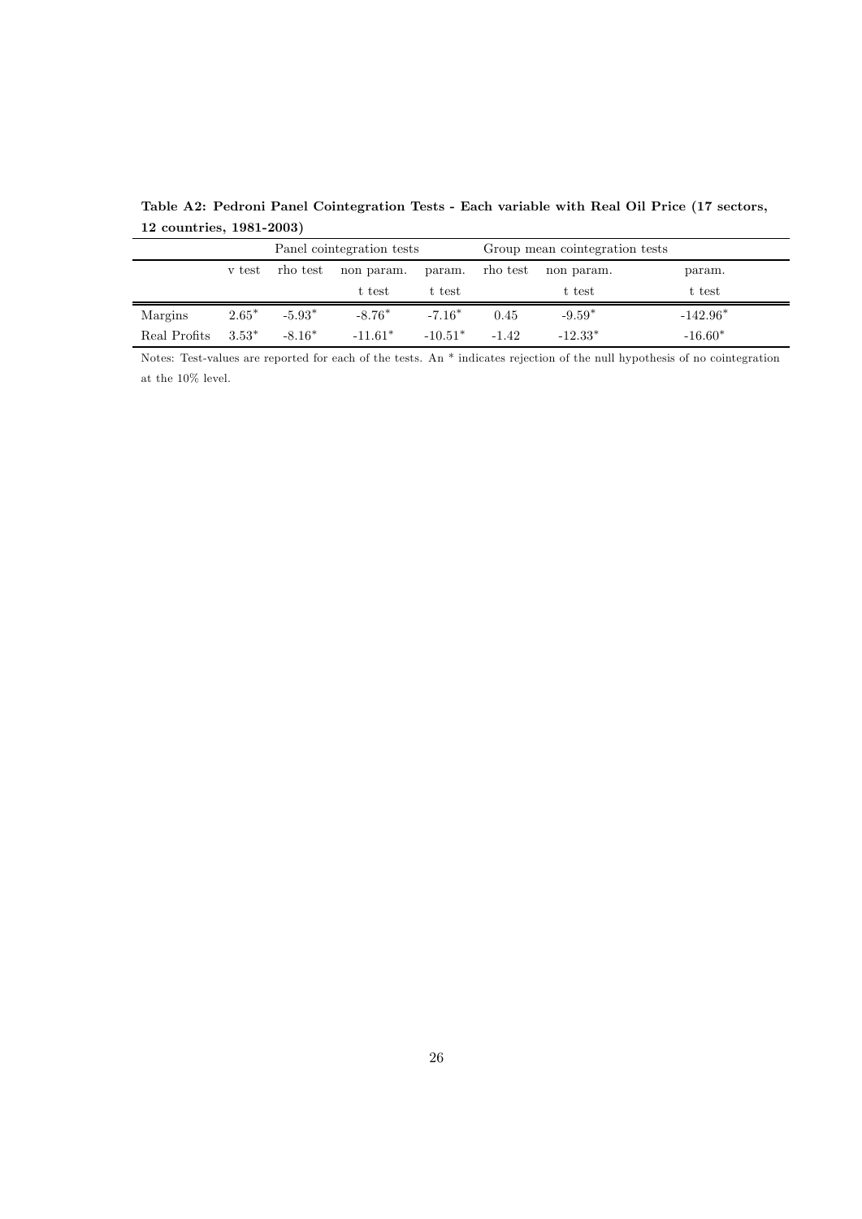**Table A2: Pedroni Panel Cointegration Tests - Each variable with Real Oil Price (17 sectors, 12 countries, 1981-2003)**

| | Panel cointegration tests | | | | Group mean cointegration tests | | |
|---|---|---|---|---|---|---|---|
| | v test | rho test | non param. t test | param. t test | rho test | non param. t test | param. t test |
| Margins | 2.65* | -5.93* | -8.76* | -7.16* | 0.45 | -9.59* | -142.96* |
| Real Profits | 3.53* | -8.16* | -11.61* | -10.51* | -1.42 | -12.33* | -16.60* |

Notes: Test-values are reported for each of the tests. An * indicates rejection of the null hypothesis of no cointegration at the 10% level.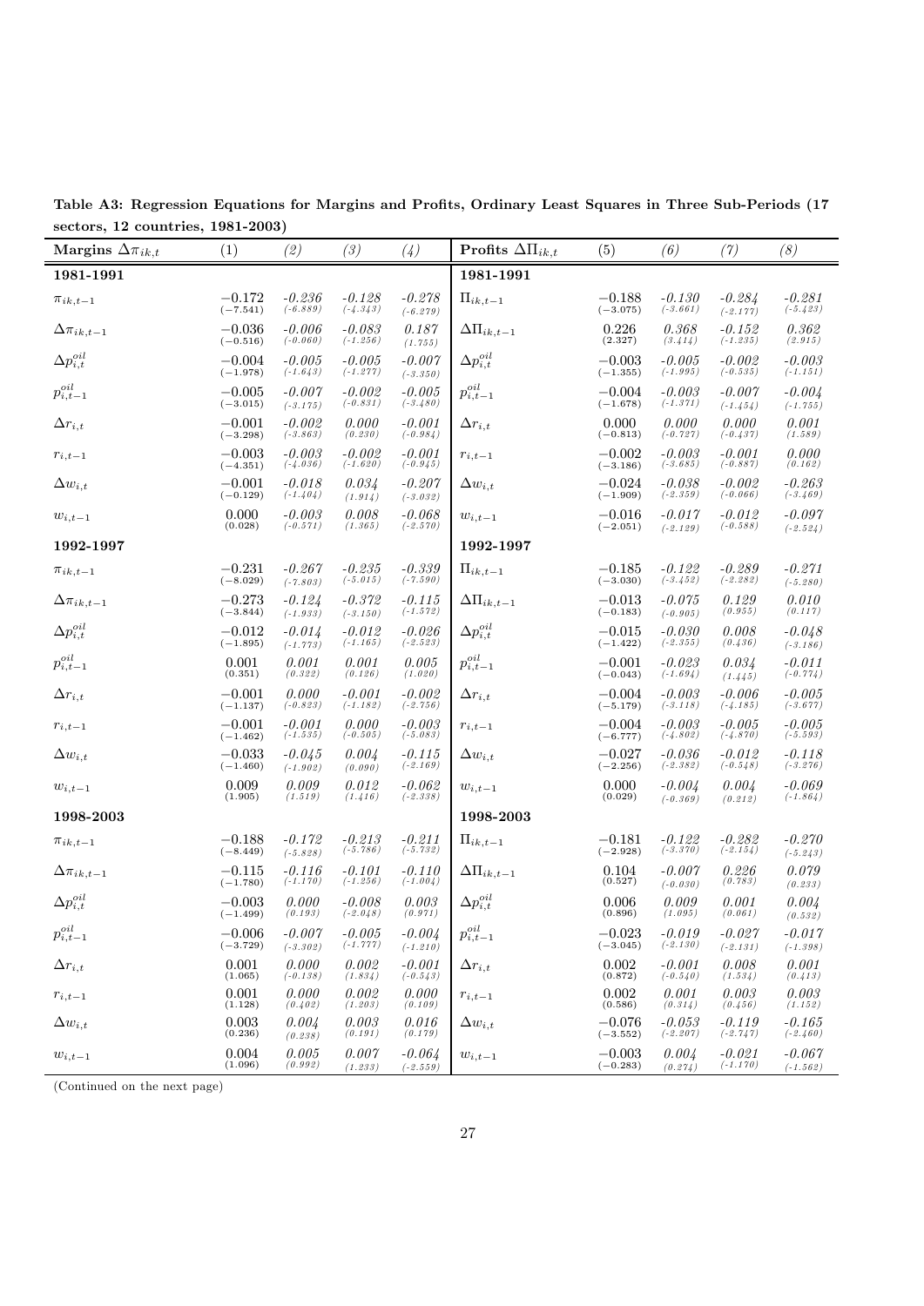**Table A3: Regression Equations for Margins and Profits, Ordinary Least Squares in Three Sub-Periods (17 sectors, 12 countries, 1981-2003)**

| Margins $\Delta\pi_{ik,t}$ | (1) | *(2)* | *(3)* | *(4)* | Profits $\Delta\Pi_{ik,t}$ | (5) | *(6)* | *(7)* | *(8)* |
|---|---|---|---|---|---|---|---|---|---|
| **1981-1991** | | | | | **1981-1991** | | | | |
| $\pi_{ik,t-1}$ | −0.172 (−7.541) | *-0.236 (-6.889)* | *-0.128 (-4.343)* | *-0.278 (-6.279)* | $\Pi_{ik,t-1}$ | −0.188 (−3.075) | *-0.130 (-3.661)* | *-0.284 (-2.177)* | *-0.281 (-5.423)* |
| $\Delta\pi_{ik,t-1}$ | −0.036 (−0.516) | *-0.006 (-0.060)* | *-0.083 (-1.256)* | *0.187 (1.755)* | $\Delta\Pi_{ik,t-1}$ | 0.226 (2.327) | *0.368 (3.414)* | *-0.152 (-1.235)* | *0.362 (2.915)* |
| $\Delta p^{oil}_{i,t}$ | −0.004 (−1.978) | *-0.005 (-1.643)* | *-0.005 (-1.277)* | *-0.007 (-3.350)* | $\Delta p^{oil}_{i,t}$ | −0.003 (−1.355) | *-0.005 (-1.995)* | *-0.002 (-0.535)* | *-0.003 (-1.151)* |
| $p^{oil}_{i,t-1}$ | −0.005 (−3.015) | *-0.007 (-3.175)* | *-0.002 (-0.831)* | *-0.005 (-3.480)* | $p^{oil}_{i,t-1}$ | −0.004 (−1.678) | *-0.003 (-1.371)* | *-0.007 (-1.454)* | *-0.004 (-1.755)* |
| $\Delta r_{i,t}$ | −0.001 (−3.298) | *-0.002 (-3.863)* | *0.000 (0.230)* | *-0.001 (-0.984)* | $\Delta r_{i,t}$ | 0.000 (−0.813) | *0.000 (-0.727)* | *0.000 (-0.437)* | *0.001 (1.589)* |
| $r_{i,t-1}$ | −0.003 (−4.351) | *-0.003 (-4.036)* | *-0.002 (-1.620)* | *-0.001 (-0.945)* | $r_{i,t-1}$ | −0.002 (−3.186) | *-0.003 (-3.685)* | *-0.001 (-0.887)* | *0.000 (0.162)* |
| $\Delta w_{i,t}$ | −0.001 (−0.129) | *-0.018 (-1.404)* | *0.034 (1.914)* | *-0.207 (-3.032)* | $\Delta w_{i,t}$ | −0.024 (−1.909) | *-0.038 (-2.359)* | *-0.002 (-0.066)* | *-0.263 (-3.469)* |
| $w_{i,t-1}$ | 0.000 (0.028) | *-0.003 (-0.571)* | *0.008 (1.365)* | *-0.068 (-2.570)* | $w_{i,t-1}$ | −0.016 (−2.051) | *-0.017 (-2.129)* | *-0.012 (-0.588)* | *-0.097 (-2.524)* |
| **1992-1997** | | | | | **1992-1997** | | | | |
| $\pi_{ik,t-1}$ | −0.231 (−8.029) | *-0.267 (-7.803)* | *-0.235 (-5.015)* | *-0.339 (-7.590)* | $\Pi_{ik,t-1}$ | −0.185 (−3.030) | *-0.122 (-3.452)* | *-0.289 (-2.282)* | *-0.271 (-5.280)* |
| $\Delta\pi_{ik,t-1}$ | −0.273 (−3.844) | *-0.124 (-1.933)* | *-0.372 (-3.150)* | *-0.115 (-1.572)* | $\Delta\Pi_{ik,t-1}$ | −0.013 (−0.183) | *-0.075 (-0.905)* | *0.129 (0.955)* | *0.010 (0.117)* |
| $\Delta p^{oil}_{i,t}$ | −0.012 (−1.895) | *-0.014 (-1.773)* | *-0.012 (-1.165)* | *-0.026 (-2.523)* | $\Delta p^{oil}_{i,t}$ | −0.015 (−1.422) | *-0.030 (-2.355)* | *0.008 (0.436)* | *-0.048 (-3.186)* |
| $p^{oil}_{i,t-1}$ | 0.001 (0.351) | *0.001 (0.322)* | *0.001 (0.126)* | *0.005 (1.020)* | $p^{oil}_{i,t-1}$ | −0.001 (−0.043) | *-0.023 (-1.694)* | *0.034 (1.445)* | *-0.011 (-0.774)* |
| $\Delta r_{i,t}$ | −0.001 (−1.137) | *0.000 (-0.823)* | *-0.001 (-1.182)* | *-0.002 (-2.756)* | $\Delta r_{i,t}$ | −0.004 (−5.179) | *-0.003 (-3.118)* | *-0.006 (-4.185)* | *-0.005 (-3.677)* |
| $r_{i,t-1}$ | −0.001 (−1.462) | *-0.001 (-1.535)* | *0.000 (-0.505)* | *-0.003 (-5.083)* | $r_{i,t-1}$ | −0.004 (−6.777) | *-0.003 (-4.802)* | *-0.005 (-4.870)* | *-0.005 (-5.593)* |
| $\Delta w_{i,t}$ | −0.033 (−1.460) | *-0.045 (-1.902)* | *0.004 (0.090)* | *-0.115 (-2.169)* | $\Delta w_{i,t}$ | −0.027 (−2.256) | *-0.036 (-2.382)* | *-0.012 (-0.548)* | *-0.118 (-3.276)* |
| $w_{i,t-1}$ | 0.009 (1.905) | *0.009 (1.519)* | *0.012 (1.416)* | *-0.062 (-2.338)* | $w_{i,t-1}$ | 0.000 (0.029) | *-0.004 (-0.369)* | *0.004 (0.212)* | *-0.069 (-1.864)* |
| **1998-2003** | | | | | **1998-2003** | | | | |
| $\pi_{ik,t-1}$ | −0.188 (−8.449) | *-0.172 (-5.828)* | *-0.213 (-5.786)* | *-0.211 (-5.732)* | $\Pi_{ik,t-1}$ | −0.181 (−2.928) | *-0.122 (-3.370)* | *-0.282 (-2.154)* | *-0.270 (-5.243)* |
| $\Delta\pi_{ik,t-1}$ | −0.115 (−1.780) | *-0.116 (-1.170)* | *-0.101 (-1.256)* | *-0.110 (-1.004)* | $\Delta\Pi_{ik,t-1}$ | 0.104 (0.527) | *-0.007 (-0.030)* | *0.226 (0.783)* | *0.079 (0.233)* |
| $\Delta p^{oil}_{i,t}$ | −0.003 (−1.499) | *0.000 (0.193)* | *-0.008 (-2.048)* | *0.003 (0.971)* | $\Delta p^{oil}_{i,t}$ | 0.006 (0.896) | *0.009 (1.095)* | *0.001 (0.061)* | *0.004 (0.532)* |
| $p^{oil}_{i,t-1}$ | −0.006 (−3.729) | *-0.007 (-3.302)* | *-0.005 (-1.777)* | *-0.004 (-1.210)* | $p^{oil}_{i,t-1}$ | −0.023 (−3.045) | *-0.019 (-2.130)* | *-0.027 (-2.131)* | *-0.017 (-1.398)* |
| $\Delta r_{i,t}$ | 0.001 (1.065) | *0.000 (-0.138)* | *0.002 (1.834)* | *-0.001 (-0.543)* | $\Delta r_{i,t}$ | 0.002 (0.872) | *-0.001 (-0.540)* | *0.008 (1.534)* | *0.001 (0.413)* |
| $r_{i,t-1}$ | 0.001 (1.128) | *0.000 (0.402)* | *0.002 (1.203)* | *0.000 (0.109)* | $r_{i,t-1}$ | 0.002 (0.586) | *0.001 (0.314)* | *0.003 (0.456)* | *0.003 (1.152)* |
| $\Delta w_{i,t}$ | 0.003 (0.236) | *0.004 (0.238)* | *0.003 (0.191)* | *0.016 (0.179)* | $\Delta w_{i,t}$ | −0.076 (−3.552) | *-0.053 (-2.207)* | *-0.119 (-2.747)* | *-0.165 (-2.460)* |
| $w_{i,t-1}$ | 0.004 (1.096) | *0.005 (0.992)* | *0.007 (1.233)* | *-0.064 (-2.559)* | $w_{i,t-1}$ | −0.003 (−0.283) | *0.004 (0.274)* | *-0.021 (-1.170)* | *-0.067 (-1.562)* |

(Continued on the next page)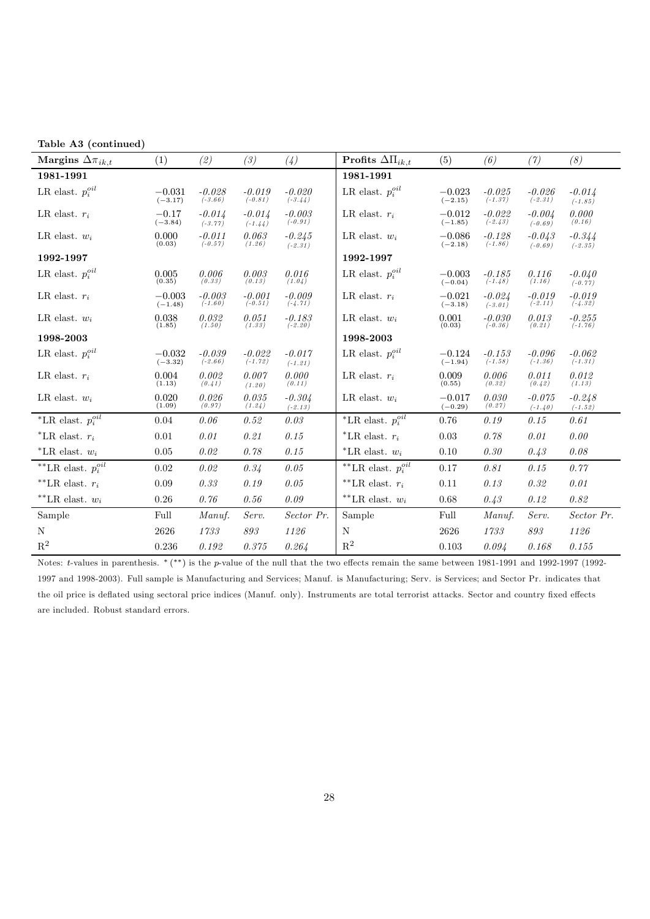**Table A3 (continued)**

| Margins $\Delta\pi_{ik,t}$ | (1) | *(2)* | *(3)* | *(4)* | Profits $\Delta\Pi_{ik,t}$ | (5) | *(6)* | *(7)* | *(8)* |
|---|---|---|---|---|---|---|---|---|---|
| **1981-1991** | | | | | **1981-1991** | | | | |
| LR elast. $p_i^{oil}$ | −0.031 (−3.17) | *-0.028 (-3.66)* | *-0.019 (-0.81)* | *-0.020 (-3.44)* | LR elast. $p_i^{oil}$ | −0.023 (−2.15) | *-0.025 (-1.37)* | *-0.026 (-2.31)* | *-0.014 (-1.85)* |
| LR elast. $r_i$ | −0.17 (−3.84) | *-0.014 (-3.77)* | *-0.014 (-1.44)* | *-0.003 (-0.91)* | LR elast. $r_i$ | −0.012 (−1.85) | *-0.022 (-2.43)* | *-0.004 (-0.69)* | *0.000 (0.16)* |
| LR elast. $w_i$ | 0.000 (0.03) | *-0.011 (-0.57)* | *0.063 (1.26)* | *-0.245 (-2.31)* | LR elast. $w_i$ | −0.086 (−2.18) | *-0.128 (-1.86)* | *-0.043 (-0.69)* | *-0.344 (-2.35)* |
| **1992-1997** | | | | | **1992-1997** | | | | |
| LR elast. $p_i^{oil}$ | 0.005 (0.35) | *0.006 (0.33)* | *0.003 (0.13)* | *0.016 (1.04)* | LR elast. $p_i^{oil}$ | −0.003 (−0.04) | *-0.185 (-1.48)* | *0.116 (1.16)* | *-0.040 (-0.77)* |
| LR elast. $r_i$ | −0.003 (−1.48) | *-0.003 (-1.60)* | *-0.001 (-0.51)* | *-0.009 (-4.71)* | LR elast. $r_i$ | −0.021 (−3.18) | *-0.024 (-3.01)* | *-0.019 (-2.11)* | *-0.019 (-4.32)* |
| LR elast. $w_i$ | 0.038 (1.85) | *0.032 (1.50)* | *0.051 (1.33)* | *-0.183 (-2.20)* | LR elast. $w_i$ | 0.001 (0.03) | *-0.030 (-0.36)* | *0.013 (0.21)* | *-0.255 (-1.76)* |
| **1998-2003** | | | | | **1998-2003** | | | | |
| LR elast. $p_i^{oil}$ | −0.032 (−3.32) | *-0.039 (-2.66)* | *-0.022 (-1.72)* | *-0.017 (-1.21)* | LR elast. $p_i^{oil}$ | −0.124 (−1.94) | *-0.153 (-1.58)* | *-0.096 (-1.36)* | *-0.062 (-1.31)* |
| LR elast. $r_i$ | 0.004 (1.13) | *0.002 (0.41)* | *0.007 (1.20)* | *0.000 (0.11)* | LR elast. $r_i$ | 0.009 (0.55) | *0.006 (0.32)* | *0.011 (0.42)* | *0.012 (1.13)* |
| LR elast. $w_i$ | 0.020 (1.09) | *0.026 (0.97)* | *0.035 (1.24)* | *-0.304 (-2.13)* | LR elast. $w_i$ | −0.017 (−0.29) | *0.030 (0.27)* | *-0.075 (-1.40)* | *-0.248 (-1.52)* |
| *LR elast. $p_i^{oil}$ | 0.04 | *0.06* | *0.52* | *0.03* | *LR elast. $p_i^{oil}$ | 0.76 | *0.19* | *0.15* | *0.61* |
| *LR elast. $r_i$ | 0.01 | *0.01* | *0.21* | *0.15* | *LR elast. $r_i$ | 0.03 | *0.78* | *0.01* | *0.00* |
| *LR elast. $w_i$ | 0.05 | *0.02* | *0.78* | *0.15* | *LR elast. $w_i$ | 0.10 | *0.30* | *0.43* | *0.08* |
| **LR elast. $p_i^{oil}$ | 0.02 | *0.02* | *0.34* | *0.05* | **LR elast. $p_i^{oil}$ | 0.17 | *0.81* | *0.15* | *0.77* |
| **LR elast. $r_i$ | 0.09 | *0.33* | *0.19* | *0.05* | **LR elast. $r_i$ | 0.11 | *0.13* | *0.32* | *0.01* |
| **LR elast. $w_i$ | 0.26 | *0.76* | *0.56* | *0.09* | **LR elast. $w_i$ | 0.68 | *0.43* | *0.12* | *0.82* |
| Sample | Full | *Manuf.* | *Serv.* | *Sector Pr.* | Sample | Full | *Manuf.* | *Serv.* | *Sector Pr.* |
| N | 2626 | *1733* | *893* | *1126* | N | 2626 | *1733* | *893* | *1126* |
| $R^2$ | 0.236 | *0.192* | *0.375* | *0.264* | $R^2$ | 0.103 | *0.094* | *0.168* | *0.155* |

Notes: $t$-values in parenthesis. * (**) is the $p$-value of the null that the two effects remain the same between 1981-1991 and 1992-1997 (1992-1997 and 1998-2003). Full sample is Manufacturing and Services; Manuf. is Manufacturing; Serv. is Services; and Sector Pr. indicates that the oil price is deflated using sectoral price indices (Manuf. only). Instruments are total terrorist attacks. Sector and country fixed effects are included. Robust standard errors.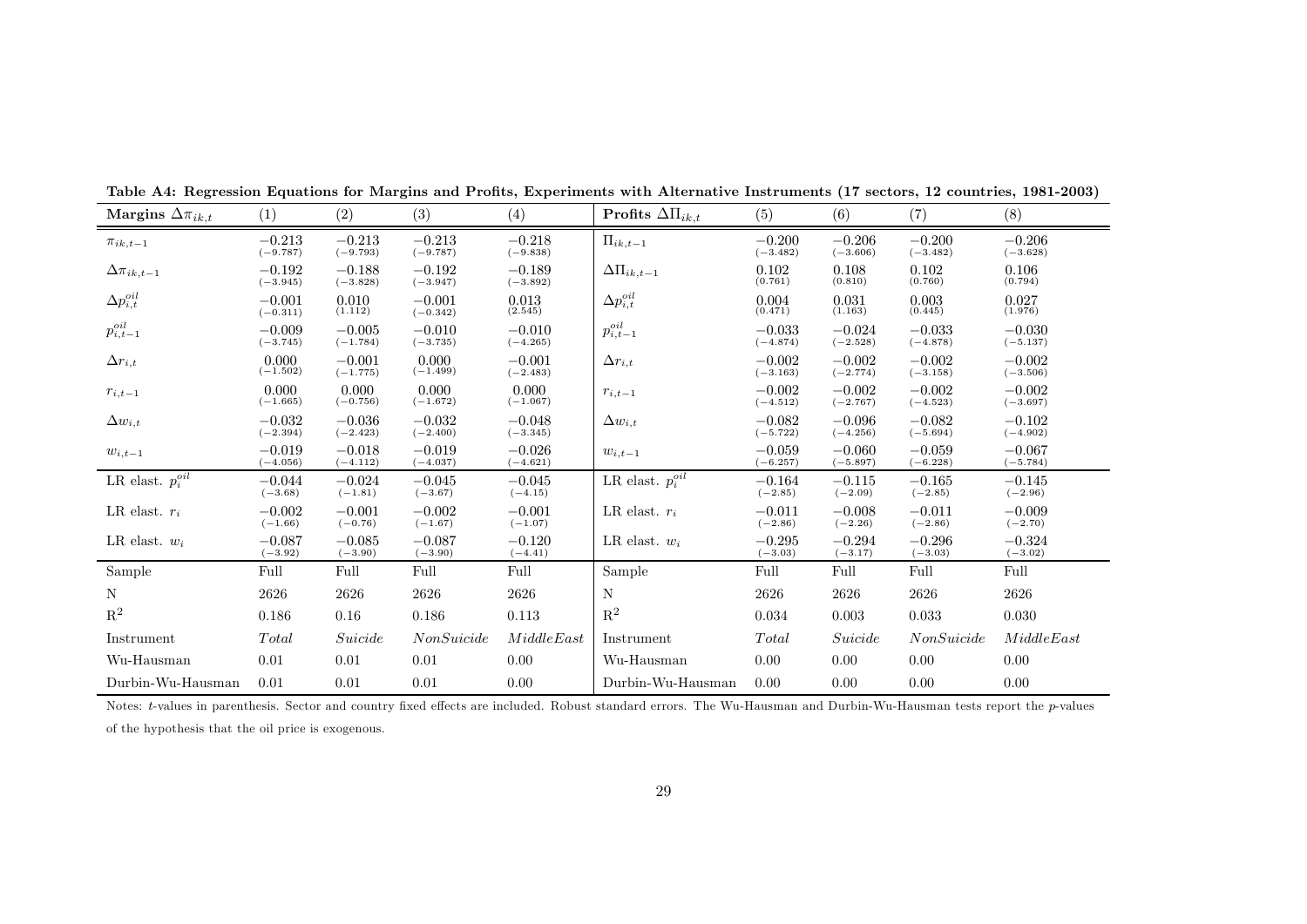**Table A4: Regression Equations for Margins and Profits, Experiments with Alternative Instruments (17 sectors, 12 countries, 1981-2003)**

| **Margins** $\Delta\pi_{ik,t}$ | (1) | (2) | (3) | (4) | **Profits** $\Delta\Pi_{ik,t}$ | (5) | (6) | (7) | (8) |
|---|---|---|---|---|---|---|---|---|---|
| $\pi_{ik,t-1}$ | $-0.213$ $(-9.787)$ | $-0.213$ $(-9.793)$ | $-0.213$ $(-9.787)$ | $-0.218$ $(-9.838)$ | $\Pi_{ik,t-1}$ | $-0.200$ $(-3.482)$ | $-0.206$ $(-3.606)$ | $-0.200$ $(-3.482)$ | $-0.206$ $(-3.628)$ |
| $\Delta\pi_{ik,t-1}$ | $-0.192$ $(-3.945)$ | $-0.188$ $(-3.828)$ | $-0.192$ $(-3.947)$ | $-0.189$ $(-3.892)$ | $\Delta\Pi_{ik,t-1}$ | $0.102$ $(0.761)$ | $0.108$ $(0.810)$ | $0.102$ $(0.760)$ | $0.106$ $(0.794)$ |
| $\Delta p^{oil}_{i,t}$ | $-0.001$ $(-0.311)$ | $0.010$ $(1.112)$ | $-0.001$ $(-0.342)$ | $0.013$ $(2.545)$ | $\Delta p^{oil}_{i,t}$ | $0.004$ $(0.471)$ | $0.031$ $(1.163)$ | $0.003$ $(0.445)$ | $0.027$ $(1.976)$ |
| $p^{oil}_{i,t-1}$ | $-0.009$ $(-3.745)$ | $-0.005$ $(-1.784)$ | $-0.010$ $(-3.735)$ | $-0.010$ $(-4.265)$ | $p^{oil}_{i,t-1}$ | $-0.033$ $(-4.874)$ | $-0.024$ $(-2.528)$ | $-0.033$ $(-4.878)$ | $-0.030$ $(-5.137)$ |
| $\Delta r_{i,t}$ | $0.000$ $(-1.502)$ | $-0.001$ $(-1.775)$ | $0.000$ $(-1.499)$ | $-0.001$ $(-2.483)$ | $\Delta r_{i,t}$ | $-0.002$ $(-3.163)$ | $-0.002$ $(-2.774)$ | $-0.002$ $(-3.158)$ | $-0.002$ $(-3.506)$ |
| $r_{i,t-1}$ | $0.000$ $(-1.665)$ | $0.000$ $(-0.756)$ | $0.000$ $(-1.672)$ | $0.000$ $(-1.067)$ | $r_{i,t-1}$ | $-0.002$ $(-4.512)$ | $-0.002$ $(-2.767)$ | $-0.002$ $(-4.523)$ | $-0.002$ $(-3.697)$ |
| $\Delta w_{i,t}$ | $-0.032$ $(-2.394)$ | $-0.036$ $(-2.423)$ | $-0.032$ $(-2.400)$ | $-0.048$ $(-3.345)$ | $\Delta w_{i,t}$ | $-0.082$ $(-5.722)$ | $-0.096$ $(-4.256)$ | $-0.082$ $(-5.694)$ | $-0.102$ $(-4.902)$ |
| $w_{i,t-1}$ | $-0.019$ $(-4.056)$ | $-0.018$ $(-4.112)$ | $-0.019$ $(-4.037)$ | $-0.026$ $(-4.621)$ | $w_{i,t-1}$ | $-0.059$ $(-6.257)$ | $-0.060$ $(-5.897)$ | $-0.059$ $(-6.228)$ | $-0.067$ $(-5.784)$ |
| LR elast. $p^{oil}_i$ | $-0.044$ $(-3.68)$ | $-0.024$ $(-1.81)$ | $-0.045$ $(-3.67)$ | $-0.045$ $(-4.15)$ | LR elast. $p^{oil}_i$ | $-0.164$ $(-2.85)$ | $-0.115$ $(-2.09)$ | $-0.165$ $(-2.85)$ | $-0.145$ $(-2.96)$ |
| LR elast. $r_i$ | $-0.002$ $(-1.66)$ | $-0.001$ $(-0.76)$ | $-0.002$ $(-1.67)$ | $-0.001$ $(-1.07)$ | LR elast. $r_i$ | $-0.011$ $(-2.86)$ | $-0.008$ $(-2.26)$ | $-0.011$ $(-2.86)$ | $-0.009$ $(-2.70)$ |
| LR elast. $w_i$ | $-0.087$ $(-3.92)$ | $-0.085$ $(-3.90)$ | $-0.087$ $(-3.90)$ | $-0.120$ $(-4.41)$ | LR elast. $w_i$ | $-0.295$ $(-3.03)$ | $-0.294$ $(-3.17)$ | $-0.296$ $(-3.03)$ | $-0.324$ $(-3.02)$ |
| Sample | Full | Full | Full | Full | Sample | Full | Full | Full | Full |
| N | 2626 | 2626 | 2626 | 2626 | N | 2626 | 2626 | 2626 | 2626 |
| $R^2$ | 0.186 | 0.16 | 0.186 | 0.113 | $R^2$ | 0.034 | 0.003 | 0.033 | 0.030 |
| Instrument | *Total* | *Suicide* | *NonSuicide* | *MiddleEast* | Instrument | *Total* | *Suicide* | *NonSuicide* | *MiddleEast* |
| Wu-Hausman | 0.01 | 0.01 | 0.01 | 0.00 | Wu-Hausman | 0.00 | 0.00 | 0.00 | 0.00 |
| Durbin-Wu-Hausman | 0.01 | 0.01 | 0.01 | 0.00 | Durbin-Wu-Hausman | 0.00 | 0.00 | 0.00 | 0.00 |

Notes: $t$-values in parenthesis. Sector and country fixed effects are included. Robust standard errors. The Wu-Hausman and Durbin-Wu-Hausman tests report the $p$-values of the hypothesis that the oil price is exogenous.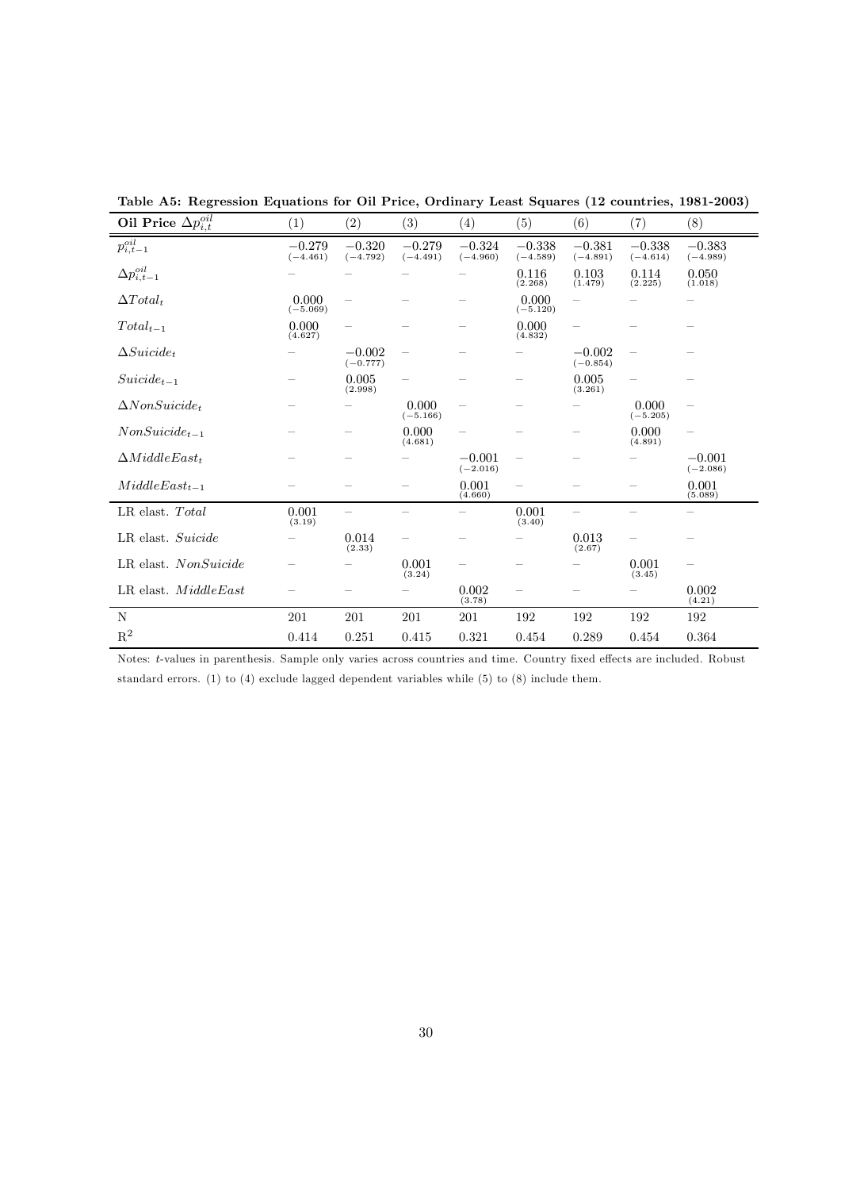**Table A5: Regression Equations for Oil Price, Ordinary Least Squares (12 countries, 1981-2003)**

| **Oil Price** $\Delta p_{i,t}^{oil}$ | (1) | (2) | (3) | (4) | (5) | (6) | (7) | (8) |
|---|---|---|---|---|---|---|---|---|
| $p_{i,t-1}^{oil}$ | $-0.279$ $(-4.461)$ | $-0.320$ $(-4.792)$ | $-0.279$ $(-4.491)$ | $-0.324$ $(-4.960)$ | $-0.338$ $(-4.589)$ | $-0.381$ $(-4.891)$ | $-0.338$ $(-4.614)$ | $-0.383$ $(-4.989)$ |
| $\Delta p_{i,t-1}^{oil}$ | – | – | – | – | 0.116 (2.268) | 0.103 (1.479) | 0.114 (2.225) | 0.050 (1.018) |
| $\Delta Total_t$ | 0.000 $(-5.069)$ | – | – | – | 0.000 $(-5.120)$ | – | – | – |
| $Total_{t-1}$ | 0.000 (4.627) | – | – | – | 0.000 (4.832) | – | – | – |
| $\Delta Suicide_t$ | – | $-0.002$ $(-0.777)$ | – | – | – | $-0.002$ $(-0.854)$ | – | – |
| $Suicide_{t-1}$ | – | 0.005 (2.998) | – | – | – | 0.005 (3.261) | – | – |
| $\Delta NonSuicide_t$ | – | – | 0.000 $(-5.166)$ | – | – | – | 0.000 $(-5.205)$ | – |
| $NonSuicide_{t-1}$ | – | – | 0.000 (4.681) | – | – | – | 0.000 (4.891) | – |
| $\Delta MiddleEast_t$ | – | – | – | $-0.001$ $(-2.016)$ | – | – | – | $-0.001$ $(-2.086)$ |
| $MiddleEast_{t-1}$ | – | – | – | 0.001 (4.660) | – | – | – | 0.001 (5.089) |
| LR elast. $Total$ | 0.001 (3.19) | – | – | – | 0.001 (3.40) | – | – | – |
| LR elast. $Suicide$ | – | 0.014 (2.33) | – | – | – | 0.013 (2.67) | – | – |
| LR elast. $NonSuicide$ | – | – | 0.001 (3.24) | – | – | – | 0.001 (3.45) | – |
| LR elast. $MiddleEast$ | – | – | – | 0.002 (3.78) | – | – | – | 0.002 (4.21) |
| N | 201 | 201 | 201 | 201 | 192 | 192 | 192 | 192 |
| $R^2$ | 0.414 | 0.251 | 0.415 | 0.321 | 0.454 | 0.289 | 0.454 | 0.364 |

Notes: $t$-values in parenthesis. Sample only varies across countries and time. Country fixed effects are included. Robust standard errors. (1) to (4) exclude lagged dependent variables while (5) to (8) include them.